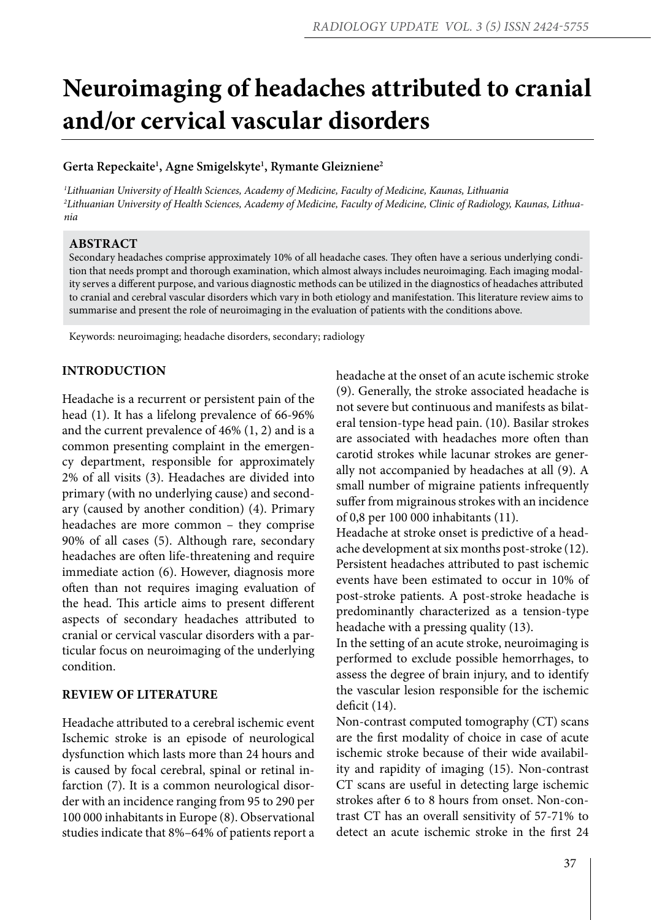# Neuroimaging of headaches attributed to cranial and/or cervical vascular disorders

**Gerta Repeckaite[1], Agne Smigelskyte[1], Rymante Gleizniene[2]**

*[1]Lithuanian University of Health Sciences, Academy of Medicine, Faculty of Medicine, Kaunas, Lithuania*
*[2]Lithuanian University of Health Sciences, Academy of Medicine, Faculty of Medicine, Clinic of Radiology, Kaunas, Lithuania*

## ABSTRACT

Secondary headaches comprise approximately 10% of all headache cases. They often have a serious underlying condition that needs prompt and thorough examination, which almost always includes neuroimaging. Each imaging modality serves a different purpose, and various diagnostic methods can be utilized in the diagnostics of headaches attributed to cranial and cerebral vascular disorders which vary in both etiology and manifestation. This literature review aims to summarise and present the role of neuroimaging in the evaluation of patients with the conditions above.

Keywords: neuroimaging; headache disorders, secondary; radiology

## INTRODUCTION

Headache is a recurrent or persistent pain of the head (1). It has a lifelong prevalence of 66-96% and the current prevalence of 46% (1, 2) and is a common presenting complaint in the emergency department, responsible for approximately 2% of all visits (3). Headaches are divided into primary (with no underlying cause) and secondary (caused by another condition) (4). Primary headaches are more common – they comprise 90% of all cases (5). Although rare, secondary headaches are often life-threatening and require immediate action (6). However, diagnosis more often than not requires imaging evaluation of the head. This article aims to present different aspects of secondary headaches attributed to cranial or cervical vascular disorders with a particular focus on neuroimaging of the underlying condition.

## REVIEW OF LITERATURE

Headache attributed to a cerebral ischemic event Ischemic stroke is an episode of neurological dysfunction which lasts more than 24 hours and is caused by focal cerebral, spinal or retinal infarction (7). It is a common neurological disorder with an incidence ranging from 95 to 290 per 100 000 inhabitants in Europe (8). Observational studies indicate that 8%–64% of patients report a headache at the onset of an acute ischemic stroke (9). Generally, the stroke associated headache is not severe but continuous and manifests as bilateral tension-type head pain. (10). Basilar strokes are associated with headaches more often than carotid strokes while lacunar strokes are generally not accompanied by headaches at all (9). A small number of migraine patients infrequently suffer from migrainous strokes with an incidence of 0,8 per 100 000 inhabitants (11).

Headache at stroke onset is predictive of a headache development at six months post-stroke (12). Persistent headaches attributed to past ischemic events have been estimated to occur in 10% of post-stroke patients. A post-stroke headache is predominantly characterized as a tension-type headache with a pressing quality (13).

In the setting of an acute stroke, neuroimaging is performed to exclude possible hemorrhages, to assess the degree of brain injury, and to identify the vascular lesion responsible for the ischemic deficit (14).

Non-contrast computed tomography (CT) scans are the first modality of choice in case of acute ischemic stroke because of their wide availability and rapidity of imaging (15). Non-contrast CT scans are useful in detecting large ischemic strokes after 6 to 8 hours from onset. Non-contrast CT has an overall sensitivity of 57-71% to detect an acute ischemic stroke in the first 24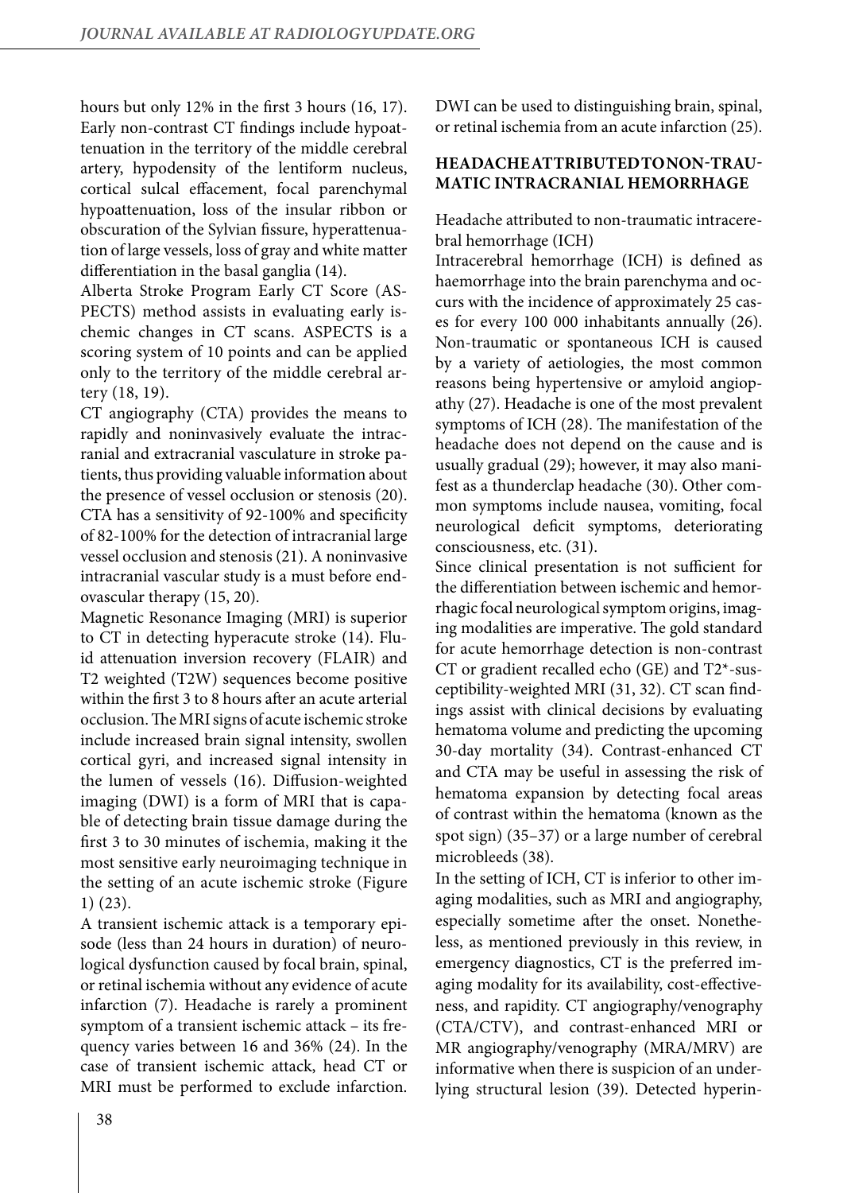hours but only 12% in the first 3 hours (16, 17). Early non-contrast CT findings include hypoattenuation in the territory of the middle cerebral artery, hypodensity of the lentiform nucleus, cortical sulcal effacement, focal parenchymal hypoattenuation, loss of the insular ribbon or obscuration of the Sylvian fissure, hyperattenuation of large vessels, loss of gray and white matter differentiation in the basal ganglia (14).

Alberta Stroke Program Early CT Score (ASPECTS) method assists in evaluating early ischemic changes in CT scans. ASPECTS is a scoring system of 10 points and can be applied only to the territory of the middle cerebral artery (18, 19).

CT angiography (CTA) provides the means to rapidly and noninvasively evaluate the intracranial and extracranial vasculature in stroke patients, thus providing valuable information about the presence of vessel occlusion or stenosis (20). CTA has a sensitivity of 92-100% and specificity of 82-100% for the detection of intracranial large vessel occlusion and stenosis (21). A noninvasive intracranial vascular study is a must before endovascular therapy (15, 20).

Magnetic Resonance Imaging (MRI) is superior to CT in detecting hyperacute stroke (14). Fluid attenuation inversion recovery (FLAIR) and T2 weighted (T2W) sequences become positive within the first 3 to 8 hours after an acute arterial occlusion. The MRI signs of acute ischemic stroke include increased brain signal intensity, swollen cortical gyri, and increased signal intensity in the lumen of vessels (16). Diffusion-weighted imaging (DWI) is a form of MRI that is capable of detecting brain tissue damage during the first 3 to 30 minutes of ischemia, making it the most sensitive early neuroimaging technique in the setting of an acute ischemic stroke (Figure 1) (23).

A transient ischemic attack is a temporary episode (less than 24 hours in duration) of neurological dysfunction caused by focal brain, spinal, or retinal ischemia without any evidence of acute infarction (7). Headache is rarely a prominent symptom of a transient ischemic attack – its frequency varies between 16 and 36% (24). In the case of transient ischemic attack, head CT or MRI must be performed to exclude infarction. DWI can be used to distinguishing brain, spinal, or retinal ischemia from an acute infarction (25).

## HEADACHE ATTRIBUTED TO NON-TRAUMATIC INTRACRANIAL HEMORRHAGE

Headache attributed to non-traumatic intracerebral hemorrhage (ICH)

Intracerebral hemorrhage (ICH) is defined as haemorrhage into the brain parenchyma and occurs with the incidence of approximately 25 cases for every 100 000 inhabitants annually (26). Non-traumatic or spontaneous ICH is caused by a variety of aetiologies, the most common reasons being hypertensive or amyloid angiopathy (27). Headache is one of the most prevalent symptoms of ICH (28). The manifestation of the headache does not depend on the cause and is usually gradual (29); however, it may also manifest as a thunderclap headache (30). Other common symptoms include nausea, vomiting, focal neurological deficit symptoms, deteriorating consciousness, etc. (31).

Since clinical presentation is not sufficient for the differentiation between ischemic and hemorrhagic focal neurological symptom origins, imaging modalities are imperative. The gold standard for acute hemorrhage detection is non-contrast CT or gradient recalled echo (GE) and T2*-susceptibility-weighted MRI (31, 32). CT scan findings assist with clinical decisions by evaluating hematoma volume and predicting the upcoming 30-day mortality (34). Contrast-enhanced CT and CTA may be useful in assessing the risk of hematoma expansion by detecting focal areas of contrast within the hematoma (known as the spot sign) (35–37) or a large number of cerebral microbleeds (38).

In the setting of ICH, CT is inferior to other imaging modalities, such as MRI and angiography, especially sometime after the onset. Nonetheless, as mentioned previously in this review, in emergency diagnostics, CT is the preferred imaging modality for its availability, cost-effectiveness, and rapidity. CT angiography/venography (CTA/CTV), and contrast-enhanced MRI or MR angiography/venography (MRA/MRV) are informative when there is suspicion of an underlying structural lesion (39). Detected hyperin-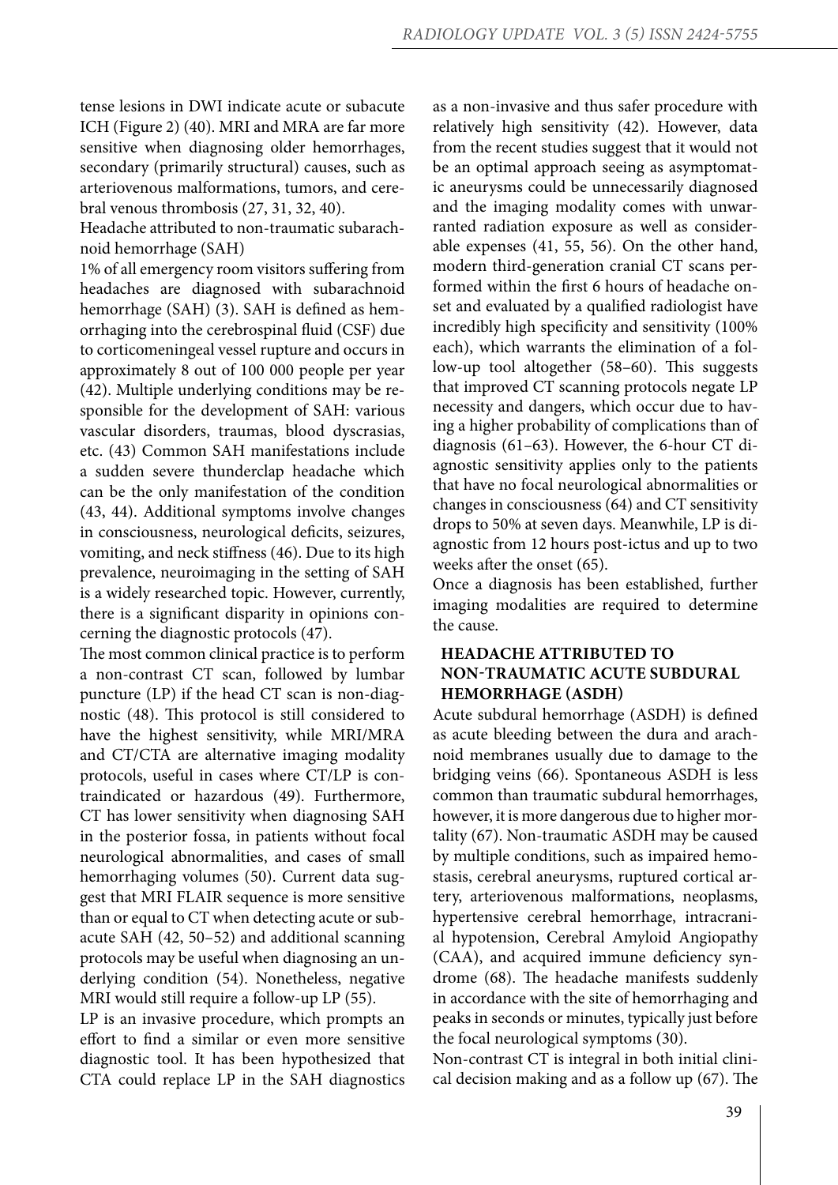tense lesions in DWI indicate acute or subacute ICH (Figure 2) (40). MRI and MRA are far more sensitive when diagnosing older hemorrhages, secondary (primarily structural) causes, such as arteriovenous malformations, tumors, and cerebral venous thrombosis (27, 31, 32, 40).

Headache attributed to non-traumatic subarachnoid hemorrhage (SAH)

1% of all emergency room visitors suffering from headaches are diagnosed with subarachnoid hemorrhage (SAH) (3). SAH is defined as hemorrhaging into the cerebrospinal fluid (CSF) due to corticomeningeal vessel rupture and occurs in approximately 8 out of 100 000 people per year (42). Multiple underlying conditions may be responsible for the development of SAH: various vascular disorders, traumas, blood dyscrasias, etc. (43) Common SAH manifestations include a sudden severe thunderclap headache which can be the only manifestation of the condition (43, 44). Additional symptoms involve changes in consciousness, neurological deficits, seizures, vomiting, and neck stiffness (46). Due to its high prevalence, neuroimaging in the setting of SAH is a widely researched topic. However, currently, there is a significant disparity in opinions concerning the diagnostic protocols (47).

The most common clinical practice is to perform a non-contrast CT scan, followed by lumbar puncture (LP) if the head CT scan is non-diagnostic (48). This protocol is still considered to have the highest sensitivity, while MRI/MRA and CT/CTA are alternative imaging modality protocols, useful in cases where CT/LP is contraindicated or hazardous (49). Furthermore, CT has lower sensitivity when diagnosing SAH in the posterior fossa, in patients without focal neurological abnormalities, and cases of small hemorrhaging volumes (50). Current data suggest that MRI FLAIR sequence is more sensitive than or equal to CT when detecting acute or subacute SAH (42, 50–52) and additional scanning protocols may be useful when diagnosing an underlying condition (54). Nonetheless, negative MRI would still require a follow-up LP (55).

LP is an invasive procedure, which prompts an effort to find a similar or even more sensitive diagnostic tool. It has been hypothesized that CTA could replace LP in the SAH diagnostics as a non-invasive and thus safer procedure with relatively high sensitivity (42). However, data from the recent studies suggest that it would not be an optimal approach seeing as asymptomatic aneurysms could be unnecessarily diagnosed and the imaging modality comes with unwarranted radiation exposure as well as considerable expenses (41, 55, 56). On the other hand, modern third-generation cranial CT scans performed within the first 6 hours of headache onset and evaluated by a qualified radiologist have incredibly high specificity and sensitivity (100% each), which warrants the elimination of a follow-up tool altogether (58–60). This suggests that improved CT scanning protocols negate LP necessity and dangers, which occur due to having a higher probability of complications than of diagnosis (61–63). However, the 6-hour CT diagnostic sensitivity applies only to the patients that have no focal neurological abnormalities or changes in consciousness (64) and CT sensitivity drops to 50% at seven days. Meanwhile, LP is diagnostic from 12 hours post-ictus and up to two weeks after the onset (65).

Once a diagnosis has been established, further imaging modalities are required to determine the cause.

## HEADACHE ATTRIBUTED TO NON-TRAUMATIC ACUTE SUBDURAL HEMORRHAGE (ASDH)

Acute subdural hemorrhage (ASDH) is defined as acute bleeding between the dura and arachnoid membranes usually due to damage to the bridging veins (66). Spontaneous ASDH is less common than traumatic subdural hemorrhages, however, it is more dangerous due to higher mortality (67). Non-traumatic ASDH may be caused by multiple conditions, such as impaired hemostasis, cerebral aneurysms, ruptured cortical artery, arteriovenous malformations, neoplasms, hypertensive cerebral hemorrhage, intracranial hypotension, Cerebral Amyloid Angiopathy (CAA), and acquired immune deficiency syndrome (68). The headache manifests suddenly in accordance with the site of hemorrhaging and peaks in seconds or minutes, typically just before the focal neurological symptoms (30).

Non-contrast CT is integral in both initial clinical decision making and as a follow up (67). The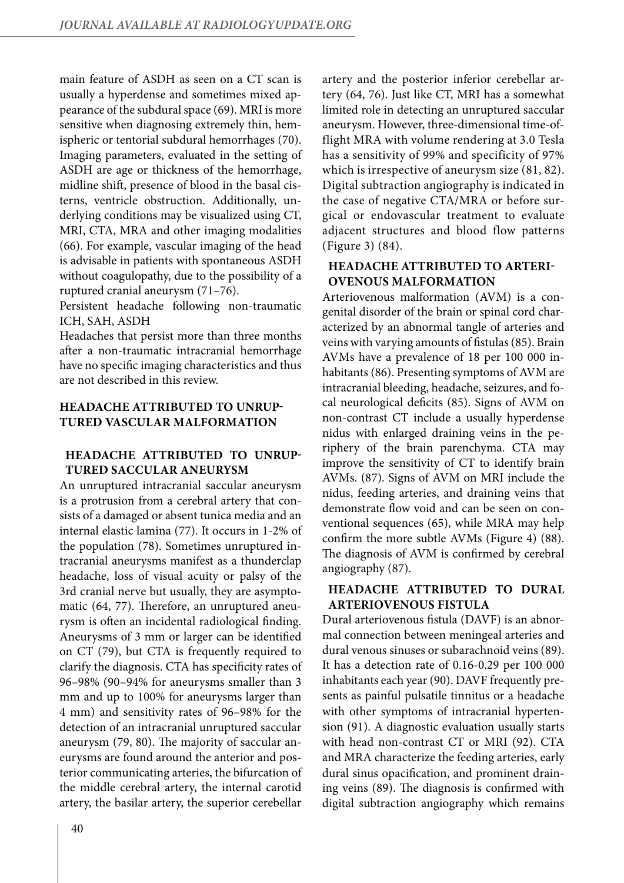main feature of ASDH as seen on a CT scan is usually a hyperdense and sometimes mixed appearance of the subdural space (69). MRI is more sensitive when diagnosing extremely thin, hemispheric or tentorial subdural hemorrhages (70). Imaging parameters, evaluated in the setting of ASDH are age or thickness of the hemorrhage, midline shift, presence of blood in the basal cisterns, ventricle obstruction. Additionally, underlying conditions may be visualized using CT, MRI, CTA, MRA and other imaging modalities (66). For example, vascular imaging of the head is advisable in patients with spontaneous ASDH without coagulopathy, due to the possibility of a ruptured cranial aneurysm (71–76).

Persistent headache following non-traumatic ICH, SAH, ASDH

Headaches that persist more than three months after a non-traumatic intracranial hemorrhage have no specific imaging characteristics and thus are not described in this review.

## HEADACHE ATTRIBUTED TO UNRUPTURED VASCULAR MALFORMATION

### HEADACHE ATTRIBUTED TO UNRUPTURED SACCULAR ANEURYSM

An unruptured intracranial saccular aneurysm is a protrusion from a cerebral artery that consists of a damaged or absent tunica media and an internal elastic lamina (77). It occurs in 1-2% of the population (78). Sometimes unruptured intracranial aneurysms manifest as a thunderclap headache, loss of visual acuity or palsy of the 3rd cranial nerve but usually, they are asymptomatic (64, 77). Therefore, an unruptured aneurysm is often an incidental radiological finding. Aneurysms of 3 mm or larger can be identified on CT (79), but CTA is frequently required to clarify the diagnosis. CTA has specificity rates of 96–98% (90–94% for aneurysms smaller than 3 mm and up to 100% for aneurysms larger than 4 mm) and sensitivity rates of 96–98% for the detection of an intracranial unruptured saccular aneurysm (79, 80). The majority of saccular aneurysms are found around the anterior and posterior communicating arteries, the bifurcation of the middle cerebral artery, the internal carotid artery, the basilar artery, the superior cerebellar artery and the posterior inferior cerebellar artery (64, 76). Just like CT, MRI has a somewhat limited role in detecting an unruptured saccular aneurysm. However, three-dimensional time-of-flight MRA with volume rendering at 3.0 Tesla has a sensitivity of 99% and specificity of 97% which is irrespective of aneurysm size (81, 82). Digital subtraction angiography is indicated in the case of negative CTA/MRA or before surgical or endovascular treatment to evaluate adjacent structures and blood flow patterns (Figure 3) (84).

### HEADACHE ATTRIBUTED TO ARTERIOVENOUS MALFORMATION

Arteriovenous malformation (AVM) is a congenital disorder of the brain or spinal cord characterized by an abnormal tangle of arteries and veins with varying amounts of fistulas (85). Brain AVMs have a prevalence of 18 per 100 000 inhabitants (86). Presenting symptoms of AVM are intracranial bleeding, headache, seizures, and focal neurological deficits (85). Signs of AVM on non-contrast CT include a usually hyperdense nidus with enlarged draining veins in the periphery of the brain parenchyma. CTA may improve the sensitivity of CT to identify brain AVMs. (87). Signs of AVM on MRI include the nidus, feeding arteries, and draining veins that demonstrate flow void and can be seen on conventional sequences (65), while MRA may help confirm the more subtle AVMs (Figure 4) (88). The diagnosis of AVM is confirmed by cerebral angiography (87).

### HEADACHE ATTRIBUTED TO DURAL ARTERIOVENOUS FISTULA

Dural arteriovenous fistula (DAVF) is an abnormal connection between meningeal arteries and dural venous sinuses or subarachnoid veins (89). It has a detection rate of 0.16-0.29 per 100 000 inhabitants each year (90). DAVF frequently presents as painful pulsatile tinnitus or a headache with other symptoms of intracranial hypertension (91). A diagnostic evaluation usually starts with head non-contrast CT or MRI (92). CTA and MRA characterize the feeding arteries, early dural sinus opacification, and prominent draining veins (89). The diagnosis is confirmed with digital subtraction angiography which remains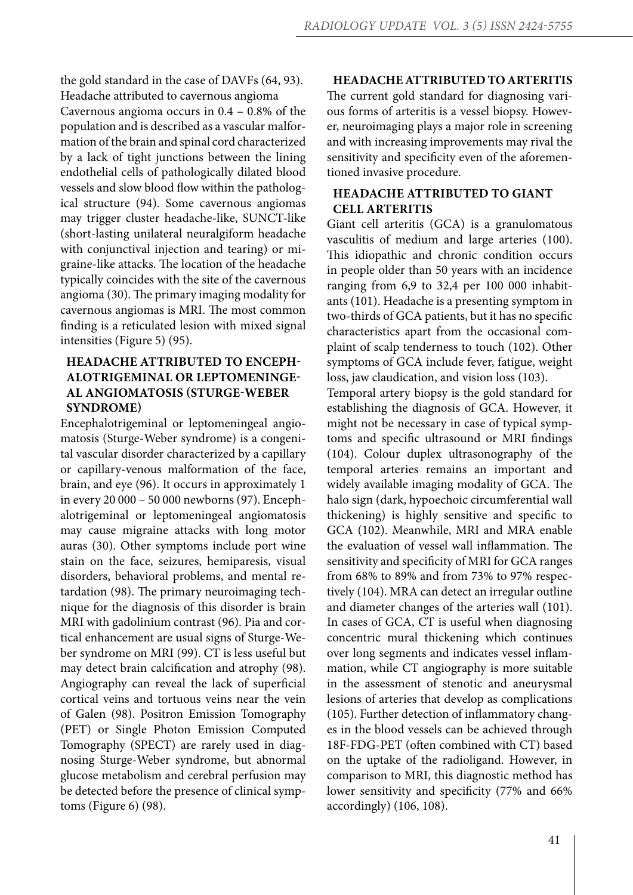the gold standard in the case of DAVFs (64, 93).

Headache attributed to cavernous angioma

Cavernous angioma occurs in 0.4 – 0.8% of the population and is described as a vascular malformation of the brain and spinal cord characterized by a lack of tight junctions between the lining endothelial cells of pathologically dilated blood vessels and slow blood flow within the pathological structure (94). Some cavernous angiomas may trigger cluster headache-like, SUNCT-like (short-lasting unilateral neuralgiform headache with conjunctival injection and tearing) or migraine-like attacks. The location of the headache typically coincides with the site of the cavernous angioma (30). The primary imaging modality for cavernous angiomas is MRI. The most common finding is a reticulated lesion with mixed signal intensities (Figure 5) (95).

## HEADACHE ATTRIBUTED TO ENCEPHALOTRIGEMINAL OR LEPTOMENINGEAL ANGIOMATOSIS (STURGE-WEBER SYNDROME)

Encephalotrigeminal or leptomeningeal angiomatosis (Sturge-Weber syndrome) is a congenital vascular disorder characterized by a capillary or capillary-venous malformation of the face, brain, and eye (96). It occurs in approximately 1 in every 20 000 – 50 000 newborns (97). Encephalotrigeminal or leptomeningeal angiomatosis may cause migraine attacks with long motor auras (30). Other symptoms include port wine stain on the face, seizures, hemiparesis, visual disorders, behavioral problems, and mental retardation (98). The primary neuroimaging technique for the diagnosis of this disorder is brain MRI with gadolinium contrast (96). Pia and cortical enhancement are usual signs of Sturge-Weber syndrome on MRI (99). CT is less useful but may detect brain calcification and atrophy (98). Angiography can reveal the lack of superficial cortical veins and tortuous veins near the vein of Galen (98). Positron Emission Tomography (PET) or Single Photon Emission Computed Tomography (SPECT) are rarely used in diagnosing Sturge-Weber syndrome, but abnormal glucose metabolism and cerebral perfusion may be detected before the presence of clinical symptoms (Figure 6) (98).

## HEADACHE ATTRIBUTED TO ARTERITIS

The current gold standard for diagnosing various forms of arteritis is a vessel biopsy. However, neuroimaging plays a major role in screening and with increasing improvements may rival the sensitivity and specificity even of the aforementioned invasive procedure.

## HEADACHE ATTRIBUTED TO GIANT CELL ARTERITIS

Giant cell arteritis (GCA) is a granulomatous vasculitis of medium and large arteries (100). This idiopathic and chronic condition occurs in people older than 50 years with an incidence ranging from 6,9 to 32,4 per 100 000 inhabitants (101). Headache is a presenting symptom in two-thirds of GCA patients, but it has no specific characteristics apart from the occasional complaint of scalp tenderness to touch (102). Other symptoms of GCA include fever, fatigue, weight loss, jaw claudication, and vision loss (103).

Temporal artery biopsy is the gold standard for establishing the diagnosis of GCA. However, it might not be necessary in case of typical symptoms and specific ultrasound or MRI findings (104). Colour duplex ultrasonography of the temporal arteries remains an important and widely available imaging modality of GCA. The halo sign (dark, hypoechoic circumferential wall thickening) is highly sensitive and specific to GCA (102). Meanwhile, MRI and MRA enable the evaluation of vessel wall inflammation. The sensitivity and specificity of MRI for GCA ranges from 68% to 89% and from 73% to 97% respectively (104). MRA can detect an irregular outline and diameter changes of the arteries wall (101). In cases of GCA, CT is useful when diagnosing concentric mural thickening which continues over long segments and indicates vessel inflammation, while CT angiography is more suitable in the assessment of stenotic and aneurysmal lesions of arteries that develop as complications (105). Further detection of inflammatory changes in the blood vessels can be achieved through 18F-FDG-PET (often combined with CT) based on the uptake of the radioligand. However, in comparison to MRI, this diagnostic method has lower sensitivity and specificity (77% and 66% accordingly) (106, 108).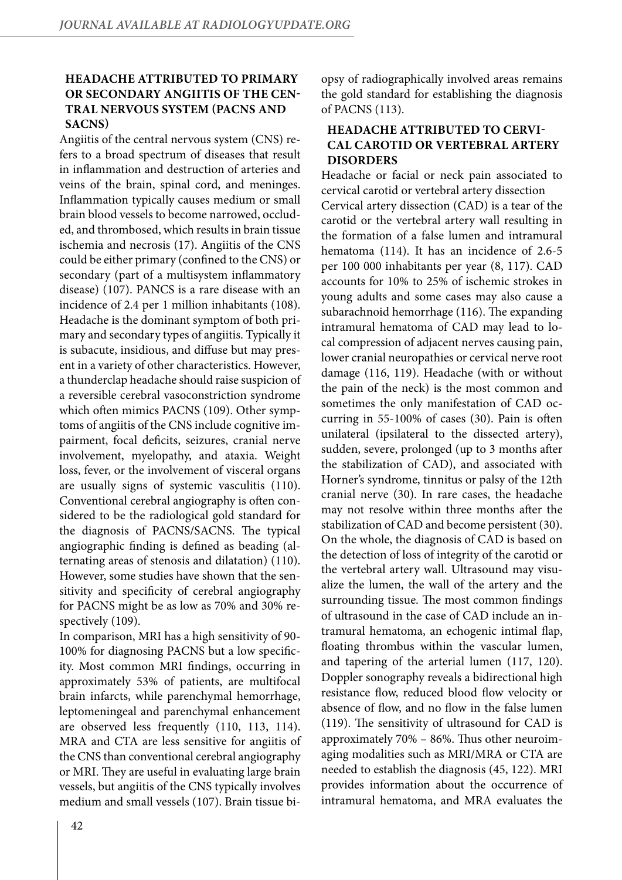### HEADACHE ATTRIBUTED TO PRIMARY OR SECONDARY ANGIITIS OF THE CENTRAL NERVOUS SYSTEM (PACNS AND SACNS)

Angiitis of the central nervous system (CNS) refers to a broad spectrum of diseases that result in inflammation and destruction of arteries and veins of the brain, spinal cord, and meninges. Inflammation typically causes medium or small brain blood vessels to become narrowed, occluded, and thrombosed, which results in brain tissue ischemia and necrosis (17). Angiitis of the CNS could be either primary (confined to the CNS) or secondary (part of a multisystem inflammatory disease) (107). PANCS is a rare disease with an incidence of 2.4 per 1 million inhabitants (108). Headache is the dominant symptom of both primary and secondary types of angiitis. Typically it is subacute, insidious, and diffuse but may present in a variety of other characteristics. However, a thunderclap headache should raise suspicion of a reversible cerebral vasoconstriction syndrome which often mimics PACNS (109). Other symptoms of angiitis of the CNS include cognitive impairment, focal deficits, seizures, cranial nerve involvement, myelopathy, and ataxia. Weight loss, fever, or the involvement of visceral organs are usually signs of systemic vasculitis (110). Conventional cerebral angiography is often considered to be the radiological gold standard for the diagnosis of PACNS/SACNS. The typical angiographic finding is defined as beading (alternating areas of stenosis and dilatation) (110). However, some studies have shown that the sensitivity and specificity of cerebral angiography for PACNS might be as low as 70% and 30% respectively (109).

In comparison, MRI has a high sensitivity of 90-100% for diagnosing PACNS but a low specificity. Most common MRI findings, occurring in approximately 53% of patients, are multifocal brain infarcts, while parenchymal hemorrhage, leptomeningeal and parenchymal enhancement are observed less frequently (110, 113, 114). MRA and CTA are less sensitive for angiitis of the CNS than conventional cerebral angiography or MRI. They are useful in evaluating large brain vessels, but angiitis of the CNS typically involves medium and small vessels (107). Brain tissue biopsy of radiographically involved areas remains the gold standard for establishing the diagnosis of PACNS (113).

### HEADACHE ATTRIBUTED TO CERVICAL CAROTID OR VERTEBRAL ARTERY DISORDERS

Headache or facial or neck pain associated to cervical carotid or vertebral artery dissection

Cervical artery dissection (CAD) is a tear of the carotid or the vertebral artery wall resulting in the formation of a false lumen and intramural hematoma (114). It has an incidence of 2.6-5 per 100 000 inhabitants per year (8, 117). CAD accounts for 10% to 25% of ischemic strokes in young adults and some cases may also cause a subarachnoid hemorrhage (116). The expanding intramural hematoma of CAD may lead to local compression of adjacent nerves causing pain, lower cranial neuropathies or cervical nerve root damage (116, 119). Headache (with or without the pain of the neck) is the most common and sometimes the only manifestation of CAD occurring in 55-100% of cases (30). Pain is often unilateral (ipsilateral to the dissected artery), sudden, severe, prolonged (up to 3 months after the stabilization of CAD), and associated with Horner's syndrome, tinnitus or palsy of the 12th cranial nerve (30). In rare cases, the headache may not resolve within three months after the stabilization of CAD and become persistent (30). On the whole, the diagnosis of CAD is based on the detection of loss of integrity of the carotid or the vertebral artery wall. Ultrasound may visualize the lumen, the wall of the artery and the surrounding tissue. The most common findings of ultrasound in the case of CAD include an intramural hematoma, an echogenic intimal flap, floating thrombus within the vascular lumen, and tapering of the arterial lumen (117, 120). Doppler sonography reveals a bidirectional high resistance flow, reduced blood flow velocity or absence of flow, and no flow in the false lumen (119). The sensitivity of ultrasound for CAD is approximately 70% – 86%. Thus other neuroimaging modalities such as MRI/MRA or CTA are needed to establish the diagnosis (45, 122). MRI provides information about the occurrence of intramural hematoma, and MRA evaluates the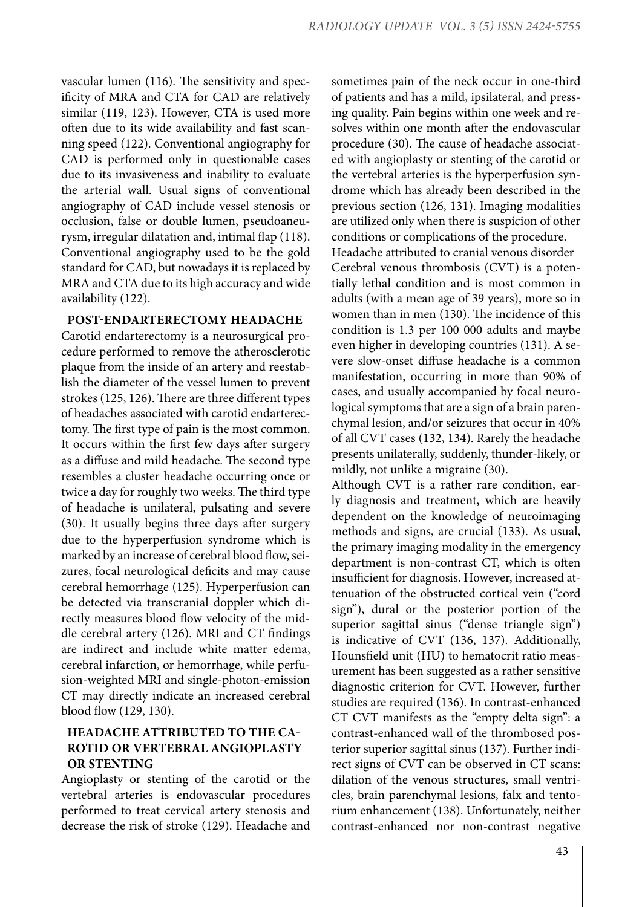vascular lumen (116). The sensitivity and specificity of MRA and CTA for CAD are relatively similar (119, 123). However, CTA is used more often due to its wide availability and fast scanning speed (122). Conventional angiography for CAD is performed only in questionable cases due to its invasiveness and inability to evaluate the arterial wall. Usual signs of conventional angiography of CAD include vessel stenosis or occlusion, false or double lumen, pseudoaneurysm, irregular dilatation and, intimal flap (118). Conventional angiography used to be the gold standard for CAD, but nowadays it is replaced by MRA and CTA due to its high accuracy and wide availability (122).

## POST-ENDARTERECTOMY HEADACHE

Carotid endarterectomy is a neurosurgical procedure performed to remove the atherosclerotic plaque from the inside of an artery and reestablish the diameter of the vessel lumen to prevent strokes (125, 126). There are three different types of headaches associated with carotid endarterectomy. The first type of pain is the most common. It occurs within the first few days after surgery as a diffuse and mild headache. The second type resembles a cluster headache occurring once or twice a day for roughly two weeks. The third type of headache is unilateral, pulsating and severe (30). It usually begins three days after surgery due to the hyperperfusion syndrome which is marked by an increase of cerebral blood flow, seizures, focal neurological deficits and may cause cerebral hemorrhage (125). Hyperperfusion can be detected via transcranial doppler which directly measures blood flow velocity of the middle cerebral artery (126). MRI and CT findings are indirect and include white matter edema, cerebral infarction, or hemorrhage, while perfusion-weighted MRI and single-photon-emission CT may directly indicate an increased cerebral blood flow (129, 130).

## HEADACHE ATTRIBUTED TO THE CAROTID OR VERTEBRAL ANGIOPLASTY OR STENTING

Angioplasty or stenting of the carotid or the vertebral arteries is endovascular procedures performed to treat cervical artery stenosis and decrease the risk of stroke (129). Headache and sometimes pain of the neck occur in one-third of patients and has a mild, ipsilateral, and pressing quality. Pain begins within one week and resolves within one month after the endovascular procedure (30). The cause of headache associated with angioplasty or stenting of the carotid or the vertebral arteries is the hyperperfusion syndrome which has already been described in the previous section (126, 131). Imaging modalities are utilized only when there is suspicion of other conditions or complications of the procedure.

Headache attributed to cranial venous disorder

Cerebral venous thrombosis (CVT) is a potentially lethal condition and is most common in adults (with a mean age of 39 years), more so in women than in men (130). The incidence of this condition is 1.3 per 100 000 adults and maybe even higher in developing countries (131). A severe slow-onset diffuse headache is a common manifestation, occurring in more than 90% of cases, and usually accompanied by focal neurological symptoms that are a sign of a brain parenchymal lesion, and/or seizures that occur in 40% of all CVT cases (132, 134). Rarely the headache presents unilaterally, suddenly, thunder-likely, or mildly, not unlike a migraine (30).

Although CVT is a rather rare condition, early diagnosis and treatment, which are heavily dependent on the knowledge of neuroimaging methods and signs, are crucial (133). As usual, the primary imaging modality in the emergency department is non-contrast CT, which is often insufficient for diagnosis. However, increased attenuation of the obstructed cortical vein ("cord sign"), dural or the posterior portion of the superior sagittal sinus ("dense triangle sign") is indicative of CVT (136, 137). Additionally, Hounsfield unit (HU) to hematocrit ratio measurement has been suggested as a rather sensitive diagnostic criterion for CVT. However, further studies are required (136). In contrast-enhanced CT CVT manifests as the "empty delta sign": a contrast-enhanced wall of the thrombosed posterior superior sagittal sinus (137). Further indirect signs of CVT can be observed in CT scans: dilation of the venous structures, small ventricles, brain parenchymal lesions, falx and tentorium enhancement (138). Unfortunately, neither contrast-enhanced nor non-contrast negative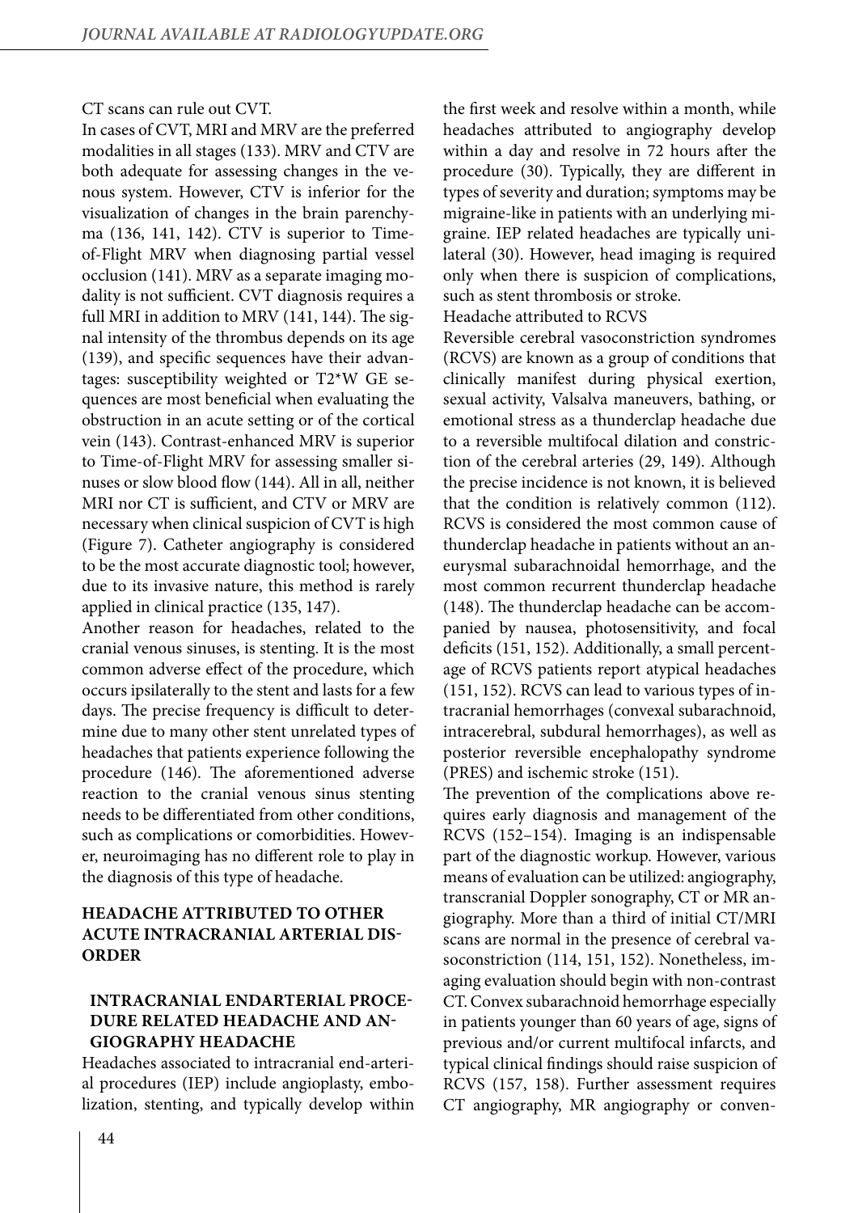CT scans can rule out CVT.

In cases of CVT, MRI and MRV are the preferred modalities in all stages (133). MRV and CTV are both adequate for assessing changes in the venous system. However, CTV is inferior for the visualization of changes in the brain parenchyma (136, 141, 142). CTV is superior to Time-of-Flight MRV when diagnosing partial vessel occlusion (141). MRV as a separate imaging modality is not sufficient. CVT diagnosis requires a full MRI in addition to MRV (141, 144). The signal intensity of the thrombus depends on its age (139), and specific sequences have their advantages: susceptibility weighted or T2*W GE sequences are most beneficial when evaluating the obstruction in an acute setting or of the cortical vein (143). Contrast-enhanced MRV is superior to Time-of-Flight MRV for assessing smaller sinuses or slow blood flow (144). All in all, neither MRI nor CT is sufficient, and CTV or MRV are necessary when clinical suspicion of CVT is high (Figure 7). Catheter angiography is considered to be the most accurate diagnostic tool; however, due to its invasive nature, this method is rarely applied in clinical practice (135, 147).

Another reason for headaches, related to the cranial venous sinuses, is stenting. It is the most common adverse effect of the procedure, which occurs ipsilaterally to the stent and lasts for a few days. The precise frequency is difficult to determine due to many other stent unrelated types of headaches that patients experience following the procedure (146). The aforementioned adverse reaction to the cranial venous sinus stenting needs to be differentiated from other conditions, such as complications or comorbidities. However, neuroimaging has no different role to play in the diagnosis of this type of headache.

## HEADACHE ATTRIBUTED TO OTHER ACUTE INTRACRANIAL ARTERIAL DISORDER

### INTRACRANIAL ENDARTERIAL PROCEDURE RELATED HEADACHE AND ANGIOGRAPHY HEADACHE

Headaches associated to intracranial end-arterial procedures (IEP) include angioplasty, embolization, stenting, and typically develop within the first week and resolve within a month, while headaches attributed to angiography develop within a day and resolve in 72 hours after the procedure (30). Typically, they are different in types of severity and duration; symptoms may be migraine-like in patients with an underlying migraine. IEP related headaches are typically unilateral (30). However, head imaging is required only when there is suspicion of complications, such as stent thrombosis or stroke.

Headache attributed to RCVS

Reversible cerebral vasoconstriction syndromes (RCVS) are known as a group of conditions that clinically manifest during physical exertion, sexual activity, Valsalva maneuvers, bathing, or emotional stress as a thunderclap headache due to a reversible multifocal dilation and constriction of the cerebral arteries (29, 149). Although the precise incidence is not known, it is believed that the condition is relatively common (112). RCVS is considered the most common cause of thunderclap headache in patients without an aneurysmal subarachnoidal hemorrhage, and the most common recurrent thunderclap headache (148). The thunderclap headache can be accompanied by nausea, photosensitivity, and focal deficits (151, 152). Additionally, a small percentage of RCVS patients report atypical headaches (151, 152). RCVS can lead to various types of intracranial hemorrhages (convexal subarachnoid, intracerebral, subdural hemorrhages), as well as posterior reversible encephalopathy syndrome (PRES) and ischemic stroke (151).

The prevention of the complications above requires early diagnosis and management of the RCVS (152–154). Imaging is an indispensable part of the diagnostic workup. However, various means of evaluation can be utilized: angiography, transcranial Doppler sonography, CT or MR angiography. More than a third of initial CT/MRI scans are normal in the presence of cerebral vasoconstriction (114, 151, 152). Nonetheless, imaging evaluation should begin with non-contrast CT. Convex subarachnoid hemorrhage especially in patients younger than 60 years of age, signs of previous and/or current multifocal infarcts, and typical clinical findings should raise suspicion of RCVS (157, 158). Further assessment requires CT angiography, MR angiography or conven-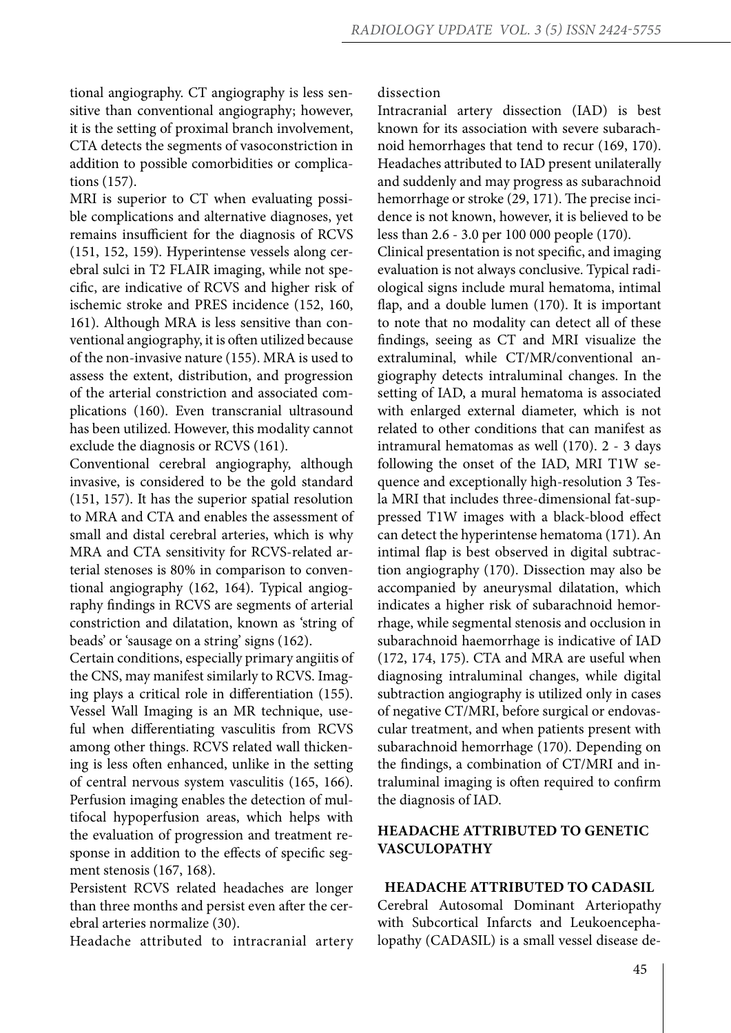tional angiography. CT angiography is less sensitive than conventional angiography; however, it is the setting of proximal branch involvement, CTA detects the segments of vasoconstriction in addition to possible comorbidities or complications (157).

MRI is superior to CT when evaluating possible complications and alternative diagnoses, yet remains insufficient for the diagnosis of RCVS (151, 152, 159). Hyperintense vessels along cerebral sulci in T2 FLAIR imaging, while not specific, are indicative of RCVS and higher risk of ischemic stroke and PRES incidence (152, 160, 161). Although MRA is less sensitive than conventional angiography, it is often utilized because of the non-invasive nature (155). MRA is used to assess the extent, distribution, and progression of the arterial constriction and associated complications (160). Even transcranial ultrasound has been utilized. However, this modality cannot exclude the diagnosis or RCVS (161).

Conventional cerebral angiography, although invasive, is considered to be the gold standard (151, 157). It has the superior spatial resolution to MRA and CTA and enables the assessment of small and distal cerebral arteries, which is why MRA and CTA sensitivity for RCVS-related arterial stenoses is 80% in comparison to conventional angiography (162, 164). Typical angiography findings in RCVS are segments of arterial constriction and dilatation, known as 'string of beads' or 'sausage on a string' signs (162).

Certain conditions, especially primary angiitis of the CNS, may manifest similarly to RCVS. Imaging plays a critical role in differentiation (155). Vessel Wall Imaging is an MR technique, useful when differentiating vasculitis from RCVS among other things. RCVS related wall thickening is less often enhanced, unlike in the setting of central nervous system vasculitis (165, 166). Perfusion imaging enables the detection of multifocal hypoperfusion areas, which helps with the evaluation of progression and treatment response in addition to the effects of specific segment stenosis (167, 168).

Persistent RCVS related headaches are longer than three months and persist even after the cerebral arteries normalize (30).

Headache attributed to intracranial artery dissection

Intracranial artery dissection (IAD) is best known for its association with severe subarachnoid hemorrhages that tend to recur (169, 170). Headaches attributed to IAD present unilaterally and suddenly and may progress as subarachnoid hemorrhage or stroke (29, 171). The precise incidence is not known, however, it is believed to be less than 2.6 - 3.0 per 100 000 people (170).

Clinical presentation is not specific, and imaging evaluation is not always conclusive. Typical radiological signs include mural hematoma, intimal flap, and a double lumen (170). It is important to note that no modality can detect all of these findings, seeing as CT and MRI visualize the extraluminal, while CT/MR/conventional angiography detects intraluminal changes. In the setting of IAD, a mural hematoma is associated with enlarged external diameter, which is not related to other conditions that can manifest as intramural hematomas as well (170). 2 - 3 days following the onset of the IAD, MRI T1W sequence and exceptionally high-resolution 3 Tesla MRI that includes three-dimensional fat-suppressed T1W images with a black-blood effect can detect the hyperintense hematoma (171). An intimal flap is best observed in digital subtraction angiography (170). Dissection may also be accompanied by aneurysmal dilatation, which indicates a higher risk of subarachnoid hemorrhage, while segmental stenosis and occlusion in subarachnoid haemorrhage is indicative of IAD (172, 174, 175). CTA and MRA are useful when diagnosing intraluminal changes, while digital subtraction angiography is utilized only in cases of negative CT/MRI, before surgical or endovascular treatment, and when patients present with subarachnoid hemorrhage (170). Depending on the findings, a combination of CT/MRI and intraluminal imaging is often required to confirm the diagnosis of IAD.

## HEADACHE ATTRIBUTED TO GENETIC VASCULOPATHY

### HEADACHE ATTRIBUTED TO CADASIL

Cerebral Autosomal Dominant Arteriopathy with Subcortical Infarcts and Leukoencephalopathy (CADASIL) is a small vessel disease de-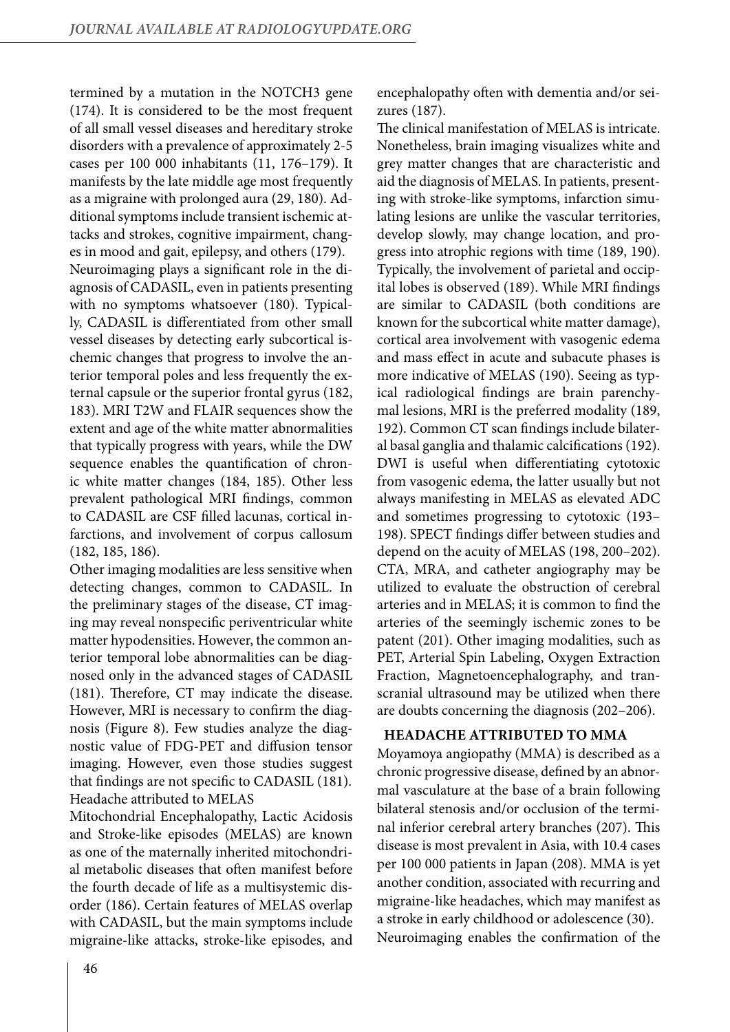termined by a mutation in the NOTCH3 gene (174). It is considered to be the most frequent of all small vessel diseases and hereditary stroke disorders with a prevalence of approximately 2-5 cases per 100 000 inhabitants (11, 176–179). It manifests by the late middle age most frequently as a migraine with prolonged aura (29, 180). Additional symptoms include transient ischemic attacks and strokes, cognitive impairment, changes in mood and gait, epilepsy, and others (179).

Neuroimaging plays a significant role in the diagnosis of CADASIL, even in patients presenting with no symptoms whatsoever (180). Typically, CADASIL is differentiated from other small vessel diseases by detecting early subcortical ischemic changes that progress to involve the anterior temporal poles and less frequently the external capsule or the superior frontal gyrus (182, 183). MRI T2W and FLAIR sequences show the extent and age of the white matter abnormalities that typically progress with years, while the DW sequence enables the quantification of chronic white matter changes (184, 185). Other less prevalent pathological MRI findings, common to CADASIL are CSF filled lacunas, cortical infarctions, and involvement of corpus callosum (182, 185, 186).

Other imaging modalities are less sensitive when detecting changes, common to CADASIL. In the preliminary stages of the disease, CT imaging may reveal nonspecific periventricular white matter hypodensities. However, the common anterior temporal lobe abnormalities can be diagnosed only in the advanced stages of CADASIL (181). Therefore, CT may indicate the disease. However, MRI is necessary to confirm the diagnosis (Figure 8). Few studies analyze the diagnostic value of FDG-PET and diffusion tensor imaging. However, even those studies suggest that findings are not specific to CADASIL (181).

Headache attributed to MELAS

Mitochondrial Encephalopathy, Lactic Acidosis and Stroke-like episodes (MELAS) are known as one of the maternally inherited mitochondrial metabolic diseases that often manifest before the fourth decade of life as a multisystemic disorder (186). Certain features of MELAS overlap with CADASIL, but the main symptoms include migraine-like attacks, stroke-like episodes, and encephalopathy often with dementia and/or seizures (187).

The clinical manifestation of MELAS is intricate. Nonetheless, brain imaging visualizes white and grey matter changes that are characteristic and aid the diagnosis of MELAS. In patients, presenting with stroke-like symptoms, infarction simulating lesions are unlike the vascular territories, develop slowly, may change location, and progress into atrophic regions with time (189, 190). Typically, the involvement of parietal and occipital lobes is observed (189). While MRI findings are similar to CADASIL (both conditions are known for the subcortical white matter damage), cortical area involvement with vasogenic edema and mass effect in acute and subacute phases is more indicative of MELAS (190). Seeing as typical radiological findings are brain parenchymal lesions, MRI is the preferred modality (189, 192). Common CT scan findings include bilateral basal ganglia and thalamic calcifications (192). DWI is useful when differentiating cytotoxic from vasogenic edema, the latter usually but not always manifesting in MELAS as elevated ADC and sometimes progressing to cytotoxic (193–198). SPECT findings differ between studies and depend on the acuity of MELAS (198, 200–202). CTA, MRA, and catheter angiography may be utilized to evaluate the obstruction of cerebral arteries and in MELAS; it is common to find the arteries of the seemingly ischemic zones to be patent (201). Other imaging modalities, such as PET, Arterial Spin Labeling, Oxygen Extraction Fraction, Magnetoencephalography, and transcranial ultrasound may be utilized when there are doubts concerning the diagnosis (202–206).

**HEADACHE ATTRIBUTED TO MMA**

Moyamoya angiopathy (MMA) is described as a chronic progressive disease, defined by an abnormal vasculature at the base of a brain following bilateral stenosis and/or occlusion of the terminal inferior cerebral artery branches (207). This disease is most prevalent in Asia, with 10.4 cases per 100 000 patients in Japan (208). MMA is yet another condition, associated with recurring and migraine-like headaches, which may manifest as a stroke in early childhood or adolescence (30).

Neuroimaging enables the confirmation of the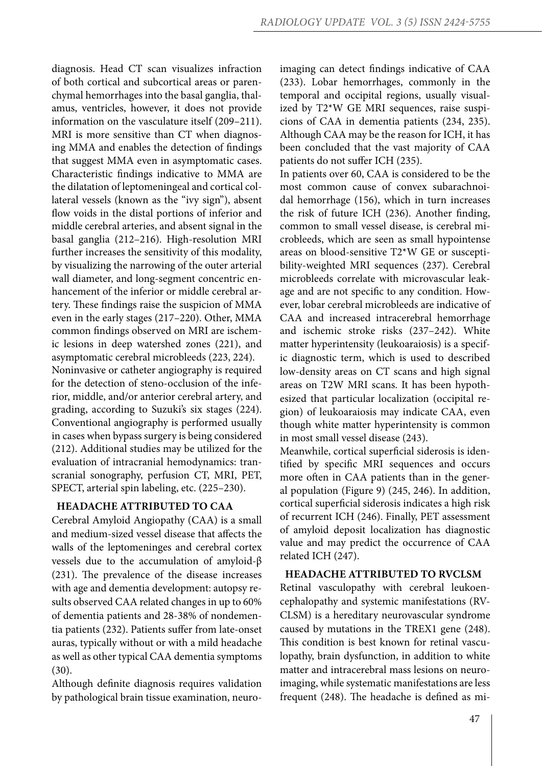diagnosis. Head CT scan visualizes infraction of both cortical and subcortical areas or parenchymal hemorrhages into the basal ganglia, thalamus, ventricles, however, it does not provide information on the vasculature itself (209–211). MRI is more sensitive than CT when diagnosing MMA and enables the detection of findings that suggest MMA even in asymptomatic cases. Characteristic findings indicative to MMA are the dilatation of leptomeningeal and cortical collateral vessels (known as the "ivy sign"), absent flow voids in the distal portions of inferior and middle cerebral arteries, and absent signal in the basal ganglia (212–216). High-resolution MRI further increases the sensitivity of this modality, by visualizing the narrowing of the outer arterial wall diameter, and long-segment concentric enhancement of the inferior or middle cerebral artery. These findings raise the suspicion of MMA even in the early stages (217–220). Other, MMA common findings observed on MRI are ischemic lesions in deep watershed zones (221), and asymptomatic cerebral microbleeds (223, 224).

Noninvasive or catheter angiography is required for the detection of steno-occlusion of the inferior, middle, and/or anterior cerebral artery, and grading, according to Suzuki's six stages (224). Conventional angiography is performed usually in cases when bypass surgery is being considered (212). Additional studies may be utilized for the evaluation of intracranial hemodynamics: transcranial sonography, perfusion CT, MRI, PET, SPECT, arterial spin labeling, etc. (225–230).

## HEADACHE ATTRIBUTED TO CAA

Cerebral Amyloid Angiopathy (CAA) is a small and medium-sized vessel disease that affects the walls of the leptomeninges and cerebral cortex vessels due to the accumulation of amyloid-β (231). The prevalence of the disease increases with age and dementia development: autopsy results observed CAA related changes in up to 60% of dementia patients and 28-38% of nondementia patients (232). Patients suffer from late-onset auras, typically without or with a mild headache as well as other typical CAA dementia symptoms (30).

Although definite diagnosis requires validation by pathological brain tissue examination, neuroimaging can detect findings indicative of CAA (233). Lobar hemorrhages, commonly in the temporal and occipital regions, usually visualized by T2\*W GE MRI sequences, raise suspicions of CAA in dementia patients (234, 235). Although CAA may be the reason for ICH, it has been concluded that the vast majority of CAA patients do not suffer ICH (235).

In patients over 60, CAA is considered to be the most common cause of convex subarachnoidal hemorrhage (156), which in turn increases the risk of future ICH (236). Another finding, common to small vessel disease, is cerebral microbleeds, which are seen as small hypointense areas on blood-sensitive T2\*W GE or susceptibility-weighted MRI sequences (237). Cerebral microbleeds correlate with microvascular leakage and are not specific to any condition. However, lobar cerebral microbleeds are indicative of CAA and increased intracerebral hemorrhage and ischemic stroke risks (237–242). White matter hyperintensity (leukoaraiosis) is a specific diagnostic term, which is used to described low-density areas on CT scans and high signal areas on T2W MRI scans. It has been hypothesized that particular localization (occipital region) of leukoaraiosis may indicate CAA, even though white matter hyperintensity is common in most small vessel disease (243).

Meanwhile, cortical superficial siderosis is identified by specific MRI sequences and occurs more often in CAA patients than in the general population (Figure 9) (245, 246). In addition, cortical superficial siderosis indicates a high risk of recurrent ICH (246). Finally, PET assessment of amyloid deposit localization has diagnostic value and may predict the occurrence of CAA related ICH (247).

## HEADACHE ATTRIBUTED TO RVCLSM

Retinal vasculopathy with cerebral leukoencephalopathy and systemic manifestations (RVCLSM) is a hereditary neurovascular syndrome caused by mutations in the TREX1 gene (248). This condition is best known for retinal vasculopathy, brain dysfunction, in addition to white matter and intracerebral mass lesions on neuroimaging, while systematic manifestations are less frequent (248). The headache is defined as mi-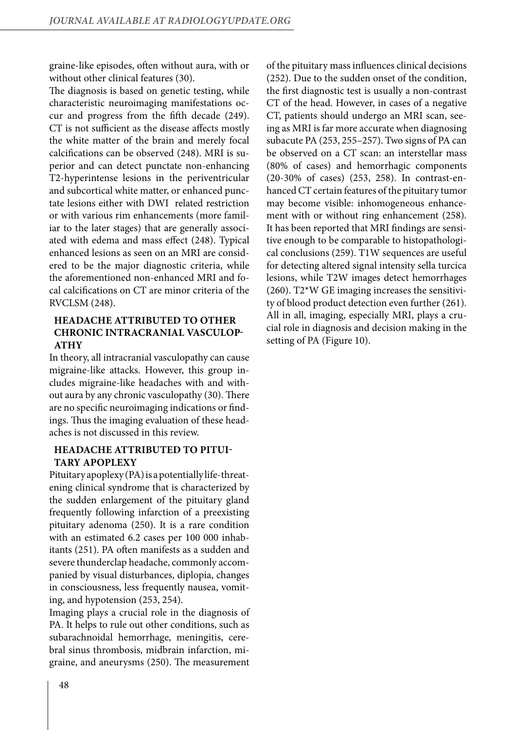graine-like episodes, often without aura, with or without other clinical features (30).

The diagnosis is based on genetic testing, while characteristic neuroimaging manifestations occur and progress from the fifth decade (249). CT is not sufficient as the disease affects mostly the white matter of the brain and merely focal calcifications can be observed (248). MRI is superior and can detect punctate non-enhancing T2-hyperintense lesions in the periventricular and subcortical white matter, or enhanced punctate lesions either with DWI related restriction or with various rim enhancements (more familiar to the later stages) that are generally associated with edema and mass effect (248). Typical enhanced lesions as seen on an MRI are considered to be the major diagnostic criteria, while the aforementioned non-enhanced MRI and focal calcifications on CT are minor criteria of the RVCLSM (248).

### HEADACHE ATTRIBUTED TO OTHER CHRONIC INTRACRANIAL VASCULOPATHY

In theory, all intracranial vasculopathy can cause migraine-like attacks. However, this group includes migraine-like headaches with and without aura by any chronic vasculopathy (30). There are no specific neuroimaging indications or findings. Thus the imaging evaluation of these headaches is not discussed in this review.

### HEADACHE ATTRIBUTED TO PITUITARY APOPLEXY

Pituitary apoplexy (PA) is a potentially life-threatening clinical syndrome that is characterized by the sudden enlargement of the pituitary gland frequently following infarction of a preexisting pituitary adenoma (250). It is a rare condition with an estimated 6.2 cases per 100 000 inhabitants (251). PA often manifests as a sudden and severe thunderclap headache, commonly accompanied by visual disturbances, diplopia, changes in consciousness, less frequently nausea, vomiting, and hypotension (253, 254).

Imaging plays a crucial role in the diagnosis of PA. It helps to rule out other conditions, such as subarachnoidal hemorrhage, meningitis, cerebral sinus thrombosis, midbrain infarction, migraine, and aneurysms (250). The measurement of the pituitary mass influences clinical decisions (252). Due to the sudden onset of the condition, the first diagnostic test is usually a non-contrast CT of the head. However, in cases of a negative CT, patients should undergo an MRI scan, seeing as MRI is far more accurate when diagnosing subacute PA (253, 255–257). Two signs of PA can be observed on a CT scan: an interstellar mass (80% of cases) and hemorrhagic components (20-30% of cases) (253, 258). In contrast-enhanced CT certain features of the pituitary tumor may become visible: inhomogeneous enhancement with or without ring enhancement (258). It has been reported that MRI findings are sensitive enough to be comparable to histopathological conclusions (259). T1W sequences are useful for detecting altered signal intensity sella turcica lesions, while T2W images detect hemorrhages (260). T2*W GE imaging increases the sensitivity of blood product detection even further (261). All in all, imaging, especially MRI, plays a crucial role in diagnosis and decision making in the setting of PA (Figure 10).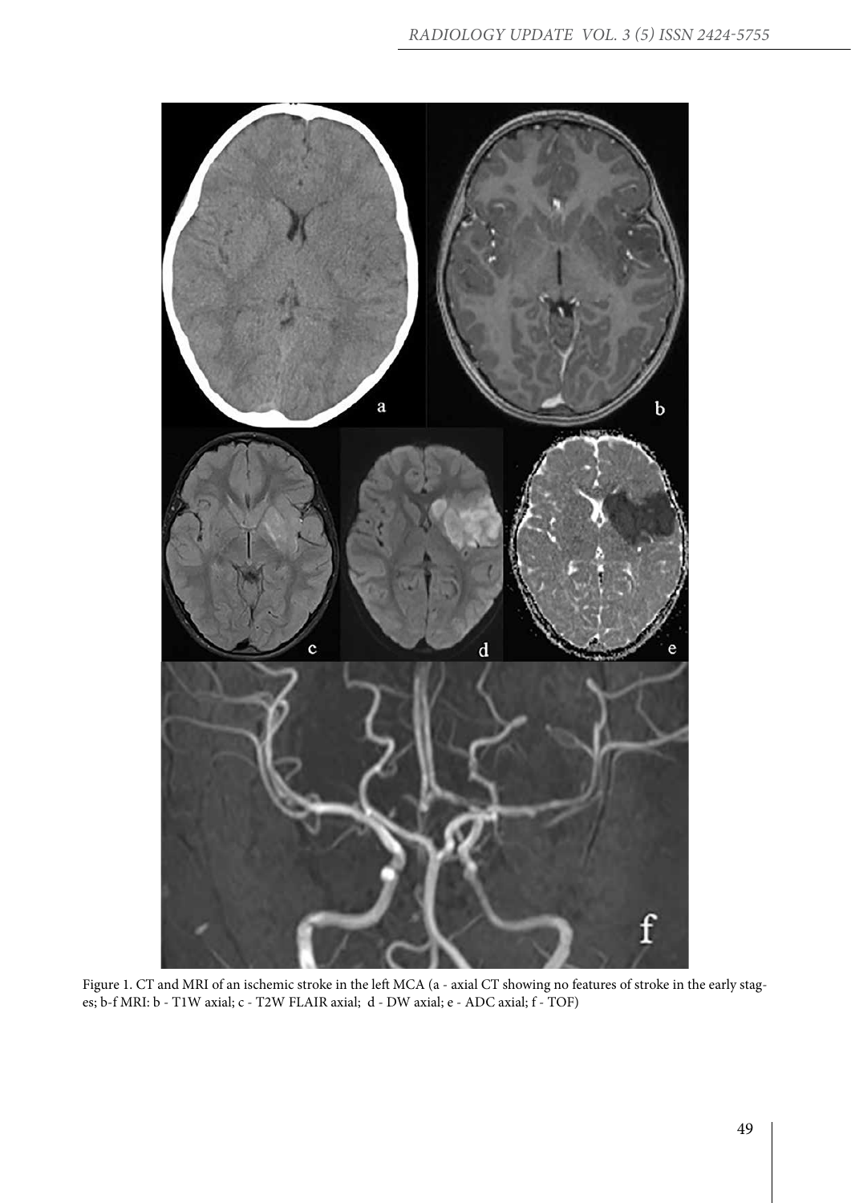Figure 1. CT and MRI of an ischemic stroke in the left MCA (a - axial CT showing no features of stroke in the early stages; b-f MRI: b - T1W axial; c - T2W FLAIR axial; d - DW axial; e - ADC axial; f - TOF)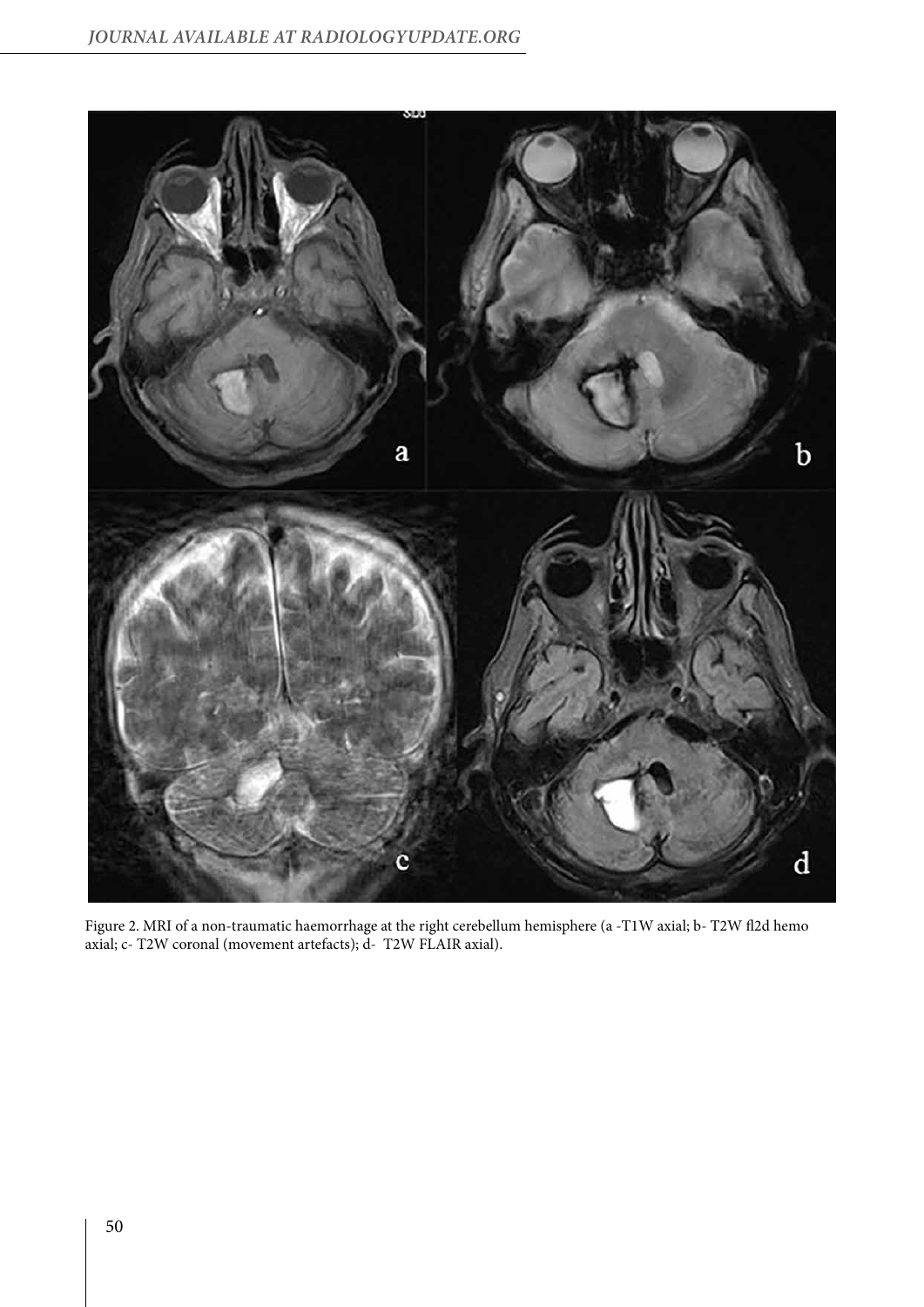Figure 2. MRI of a non-traumatic haemorrhage at the right cerebellum hemisphere (a -T1W axial; b- T2W fl2d hemo axial; c- T2W coronal (movement artefacts); d- T2W FLAIR axial).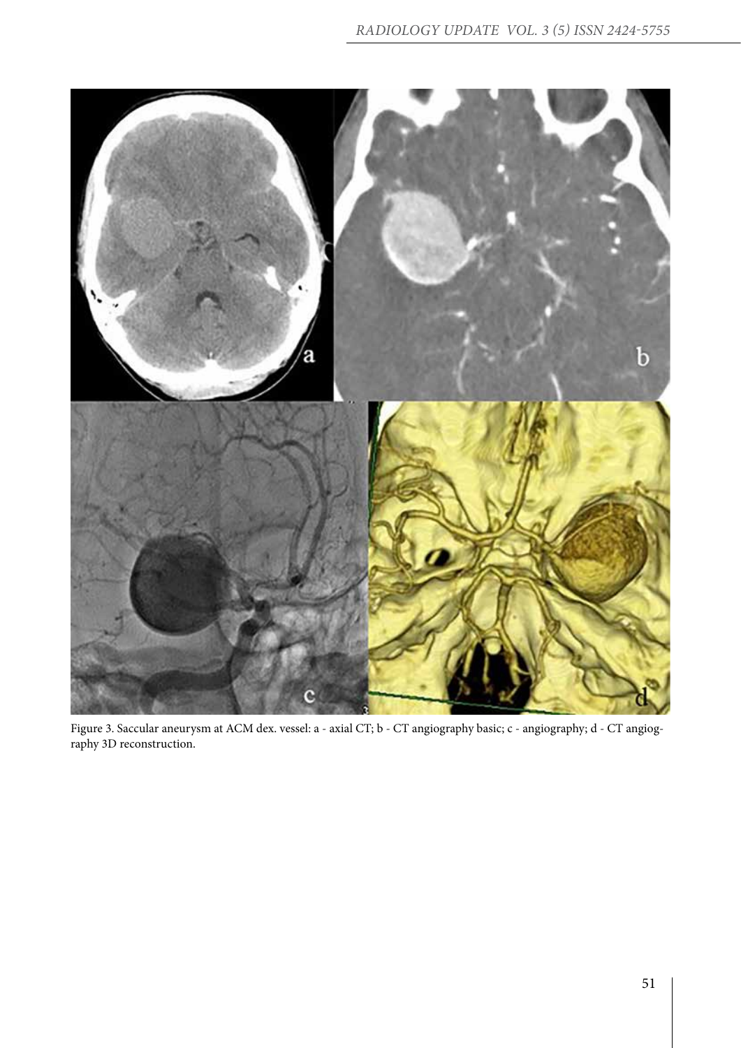Figure 3. Saccular aneurysm at ACM dex. vessel: a - axial CT; b - CT angiography basic; c - angiography; d - CT angiography 3D reconstruction.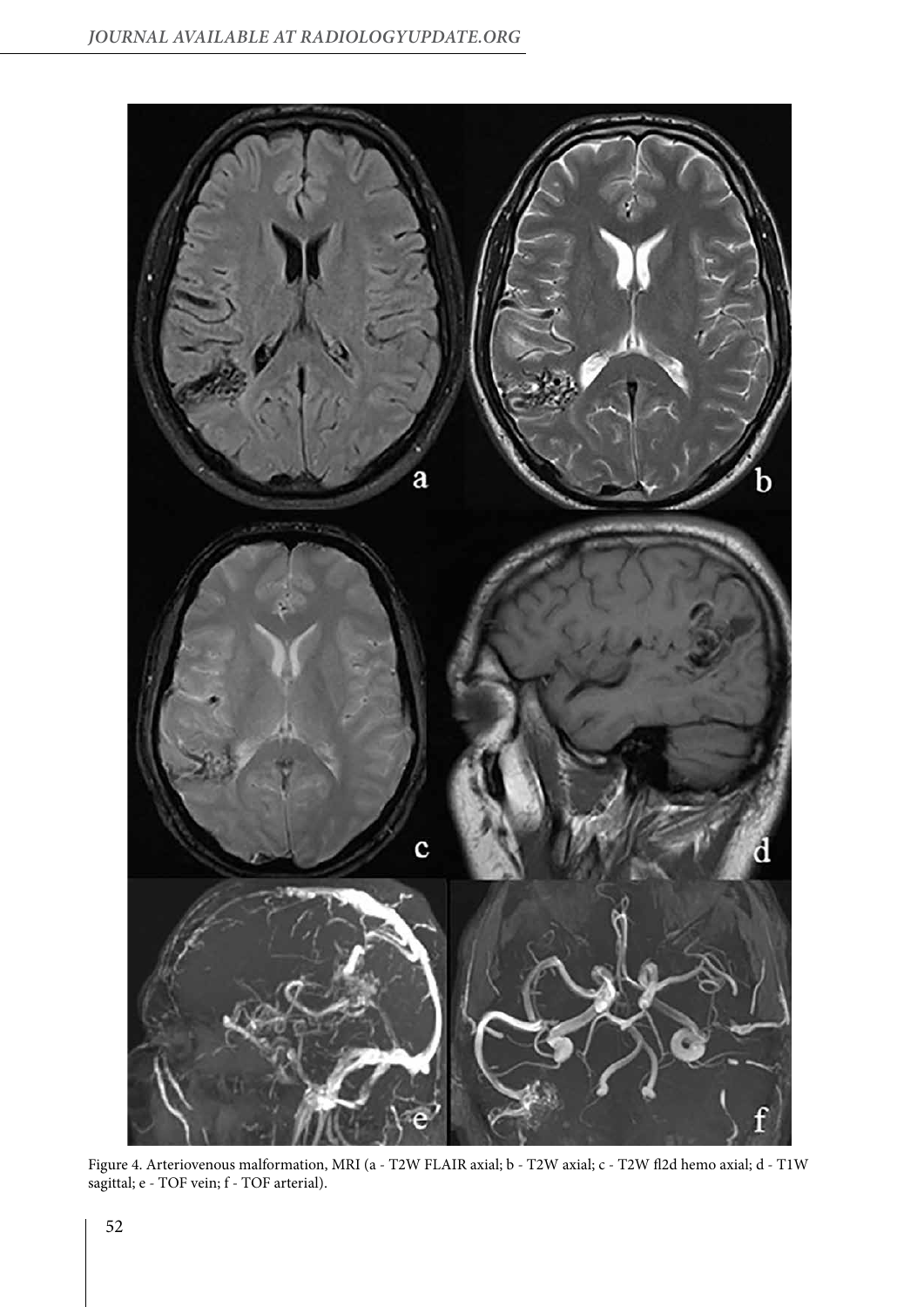Figure 4. Arteriovenous malformation, MRI (a - T2W FLAIR axial; b - T2W axial; c - T2W fl2d hemo axial; d - T1W sagittal; e - TOF vein; f - TOF arterial).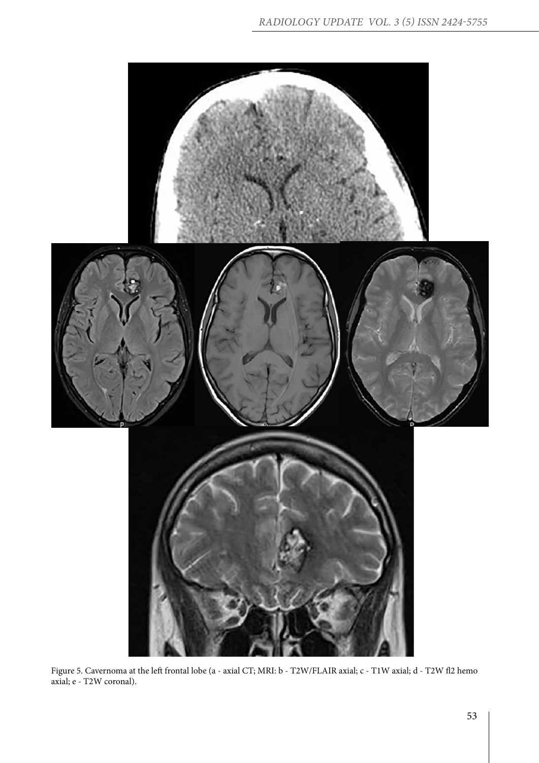Figure 5. Cavernoma at the left frontal lobe (a - axial CT; MRI: b - T2W/FLAIR axial; c - T1W axial; d - T2W fl2 hemo axial; e - T2W coronal).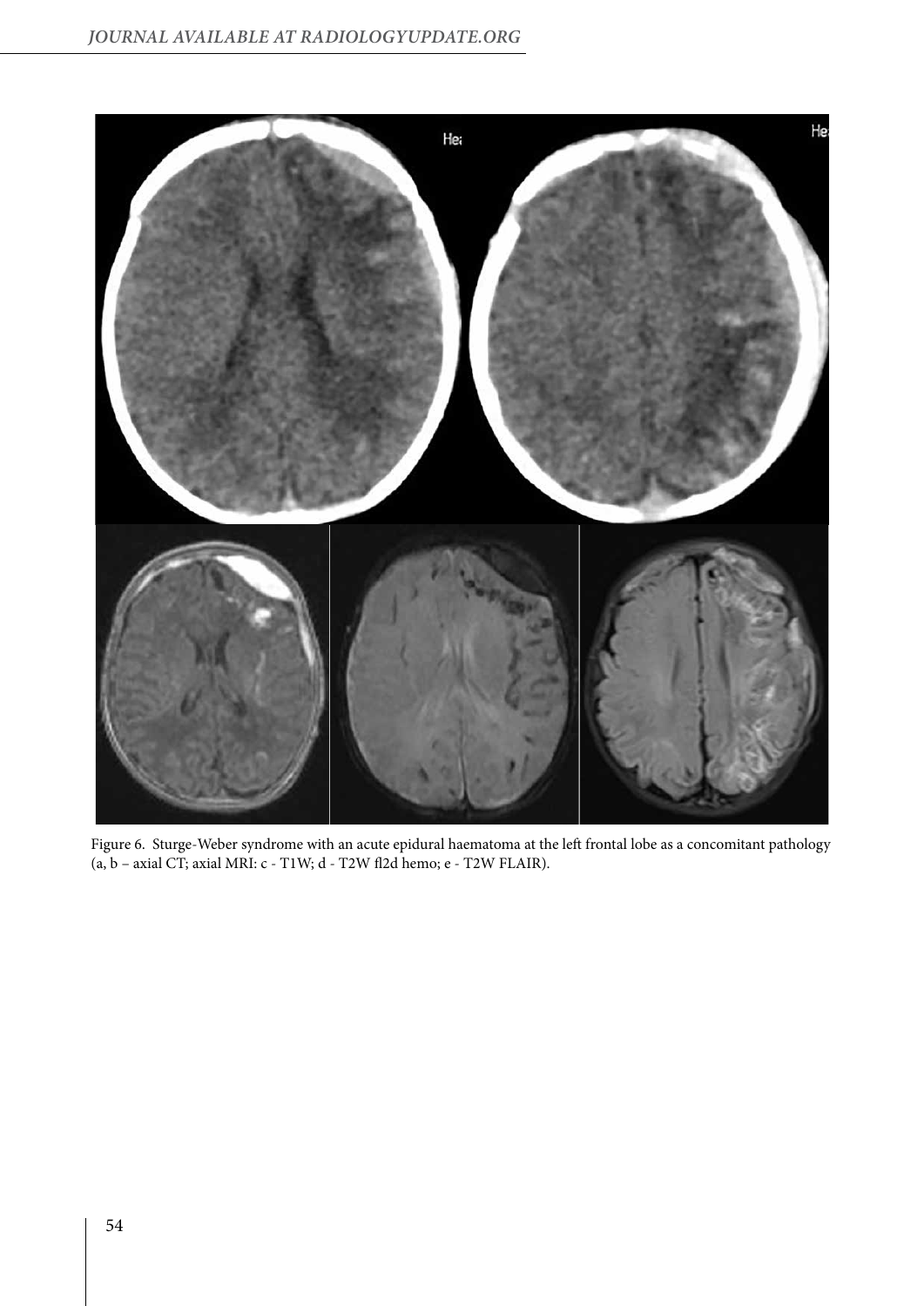Figure 6. Sturge-Weber syndrome with an acute epidural haematoma at the left frontal lobe as a concomitant pathology (a, b – axial CT; axial MRI: c - T1W; d - T2W fl2d hemo; e - T2W FLAIR).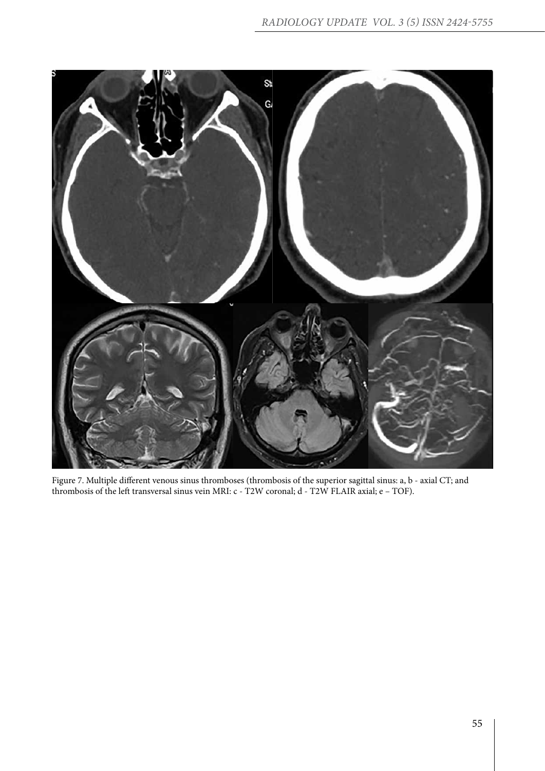Figure 7. Multiple different venous sinus thromboses (thrombosis of the superior sagittal sinus: a, b - axial CT; and thrombosis of the left transversal sinus vein MRI: c - T2W coronal; d - T2W FLAIR axial; e – TOF).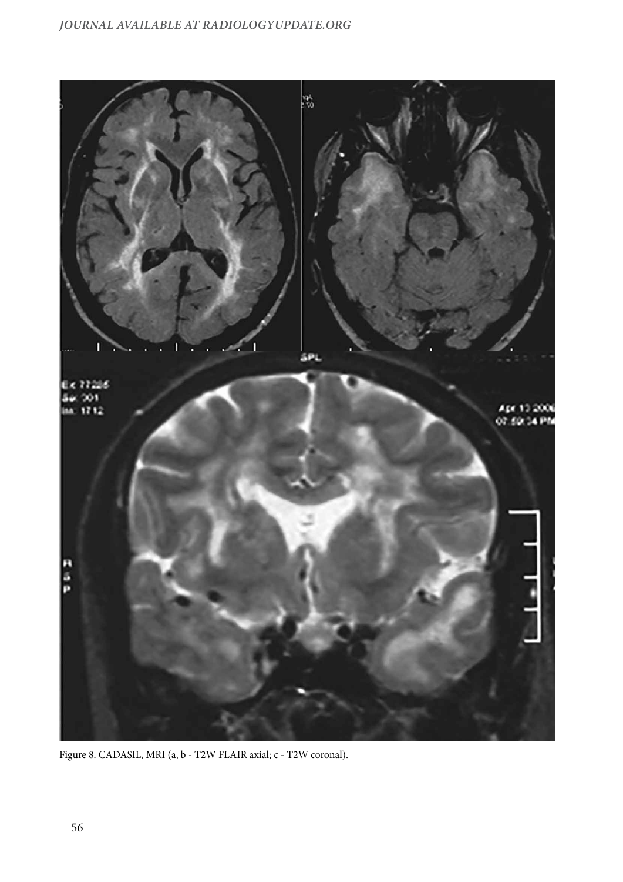Figure 8. CADASIL, MRI (a, b - T2W FLAIR axial; c - T2W coronal).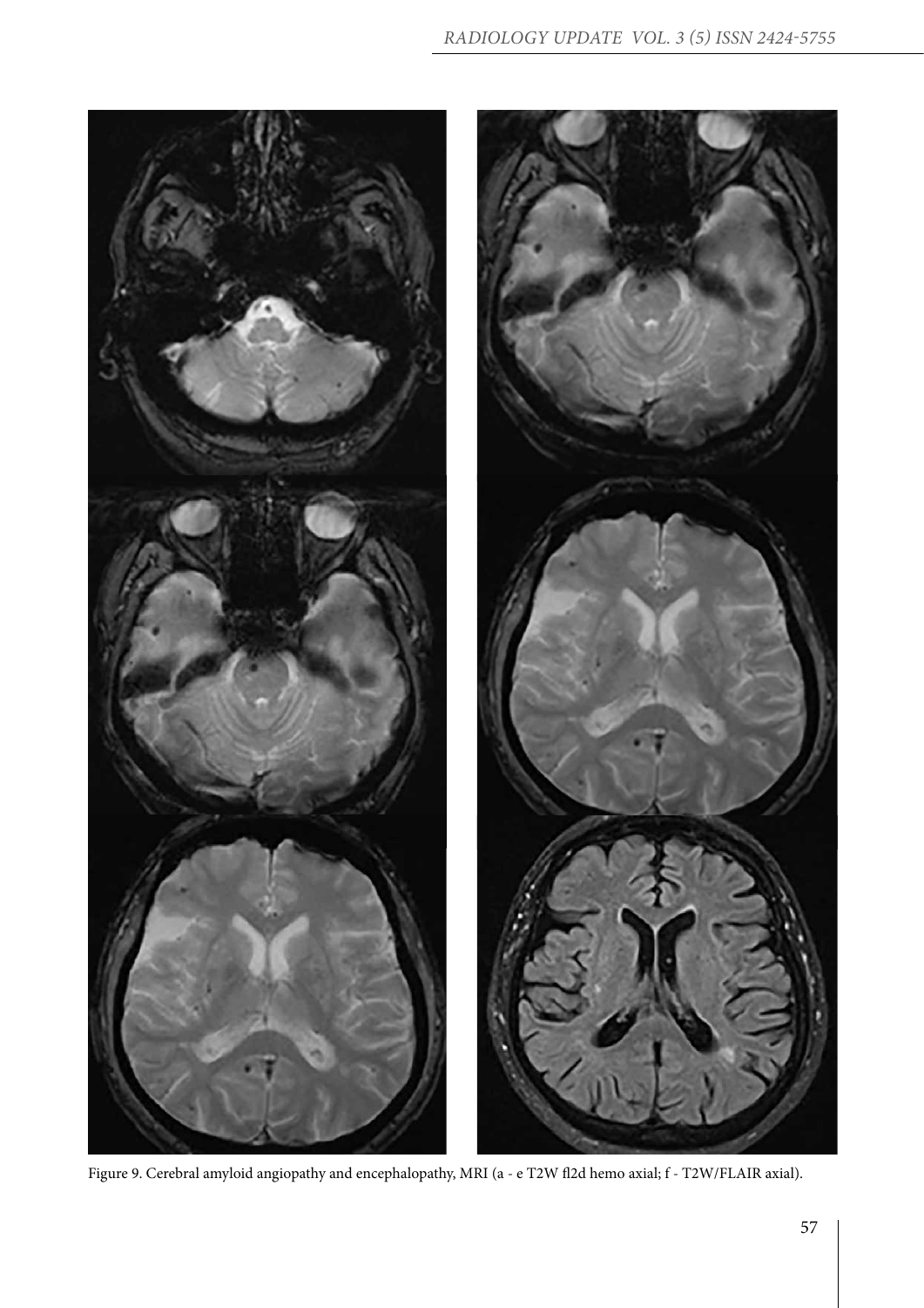Figure 9. Cerebral amyloid angiopathy and encephalopathy, MRI (a - e T2W fl2d hemo axial; f - T2W/FLAIR axial).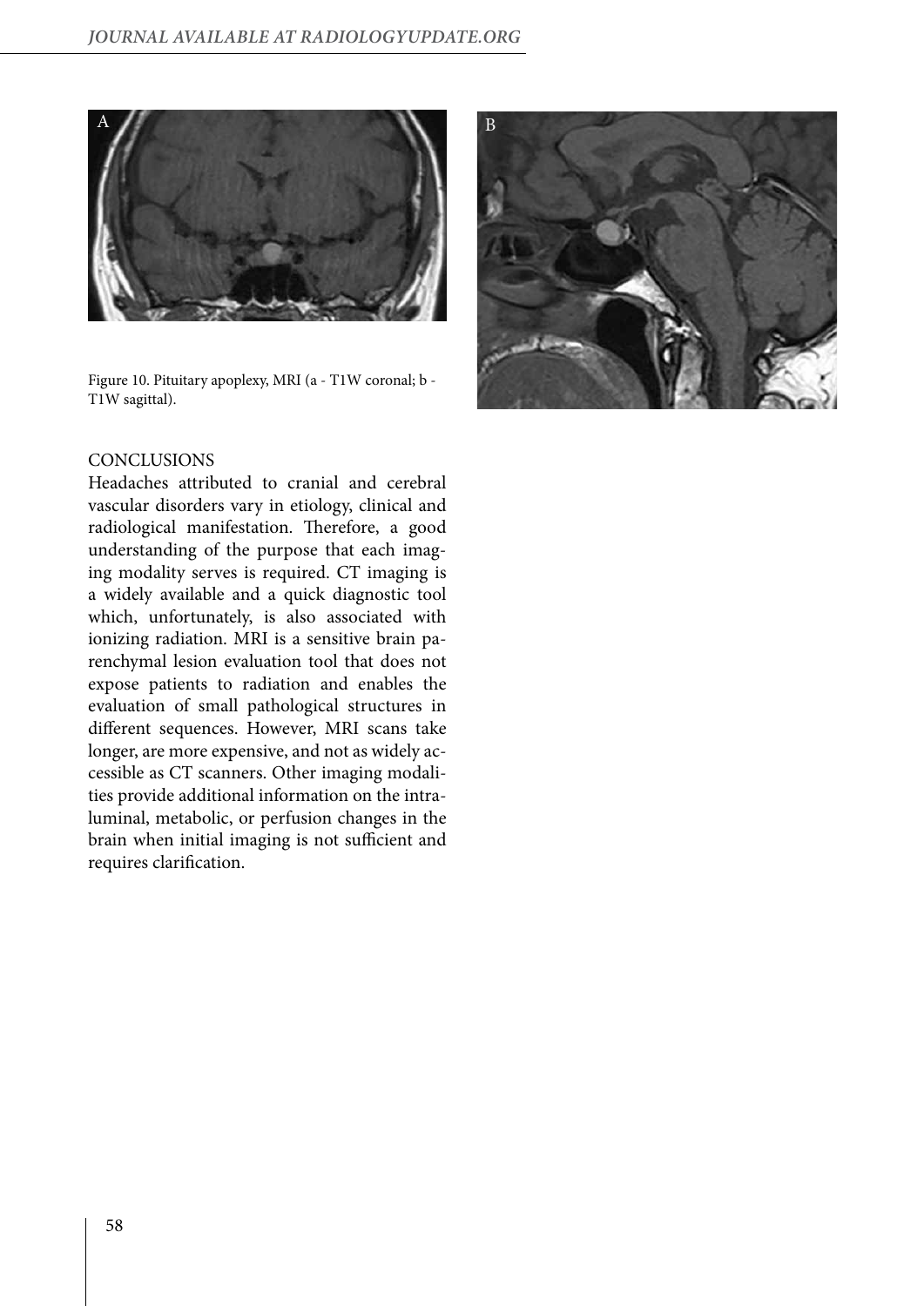Figure 10. Pituitary apoplexy, MRI (a - T1W coronal; b - T1W sagittal).

## CONCLUSIONS

Headaches attributed to cranial and cerebral vascular disorders vary in etiology, clinical and radiological manifestation. Therefore, a good understanding of the purpose that each imaging modality serves is required. CT imaging is a widely available and a quick diagnostic tool which, unfortunately, is also associated with ionizing radiation. MRI is a sensitive brain parenchymal lesion evaluation tool that does not expose patients to radiation and enables the evaluation of small pathological structures in different sequences. However, MRI scans take longer, are more expensive, and not as widely accessible as CT scanners. Other imaging modalities provide additional information on the intraluminal, metabolic, or perfusion changes in the brain when initial imaging is not sufficient and requires clarification.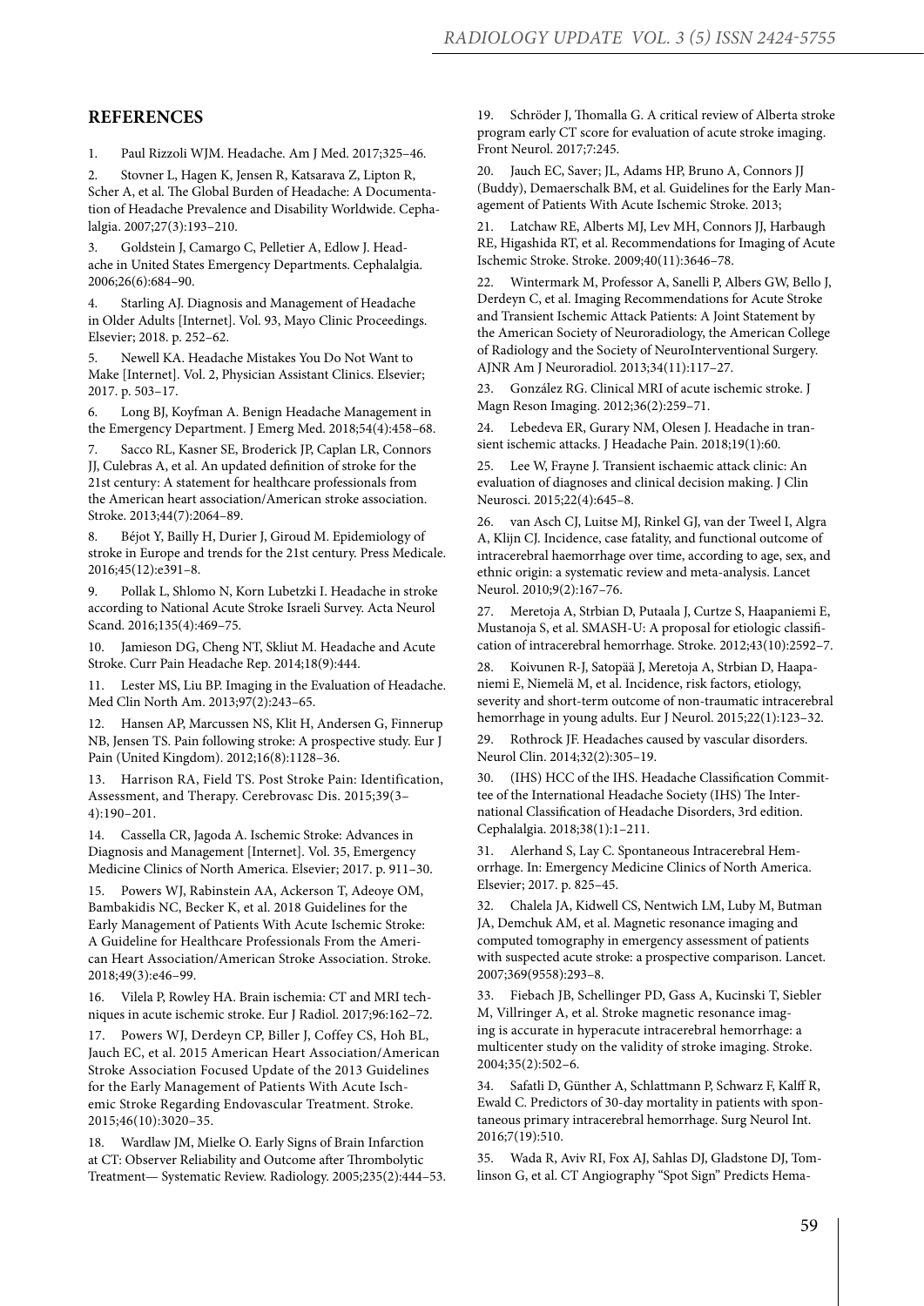## REFERENCES

1. Paul Rizzoli WJM. Headache. Am J Med. 2017;325–46.

2. Stovner L, Hagen K, Jensen R, Katsarava Z, Lipton R, Scher A, et al. The Global Burden of Headache: A Documentation of Headache Prevalence and Disability Worldwide. Cephalalgia. 2007;27(3):193–210.

3. Goldstein J, Camargo C, Pelletier A, Edlow J. Headache in United States Emergency Departments. Cephalalgia. 2006;26(6):684–90.

4. Starling AJ. Diagnosis and Management of Headache in Older Adults [Internet]. Vol. 93, Mayo Clinic Proceedings. Elsevier; 2018. p. 252–62.

5. Newell KA. Headache Mistakes You Do Not Want to Make [Internet]. Vol. 2, Physician Assistant Clinics. Elsevier; 2017. p. 503–17.

6. Long BJ, Koyfman A. Benign Headache Management in the Emergency Department. J Emerg Med. 2018;54(4):458–68.

7. Sacco RL, Kasner SE, Broderick JP, Caplan LR, Connors JJ, Culebras A, et al. An updated definition of stroke for the 21st century: A statement for healthcare professionals from the American heart association/American stroke association. Stroke. 2013;44(7):2064–89.

8. Béjot Y, Bailly H, Durier J, Giroud M. Epidemiology of stroke in Europe and trends for the 21st century. Press Medicale. 2016;45(12):e391–8.

9. Pollak L, Shlomo N, Korn Lubetzki I. Headache in stroke according to National Acute Stroke Israeli Survey. Acta Neurol Scand. 2016;135(4):469–75.

10. Jamieson DG, Cheng NT, Skliut M. Headache and Acute Stroke. Curr Pain Headache Rep. 2014;18(9):444.

11. Lester MS, Liu BP. Imaging in the Evaluation of Headache. Med Clin North Am. 2013;97(2):243–65.

12. Hansen AP, Marcussen NS, Klit H, Andersen G, Finnerup NB, Jensen TS. Pain following stroke: A prospective study. Eur J Pain (United Kingdom). 2012;16(8):1128–36.

13. Harrison RA, Field TS. Post Stroke Pain: Identification, Assessment, and Therapy. Cerebrovasc Dis. 2015;39(3–4):190–201.

14. Cassella CR, Jagoda A. Ischemic Stroke: Advances in Diagnosis and Management [Internet]. Vol. 35, Emergency Medicine Clinics of North America. Elsevier; 2017. p. 911–30.

15. Powers WJ, Rabinstein AA, Ackerson T, Adeoye OM, Bambakidis NC, Becker K, et al. 2018 Guidelines for the Early Management of Patients With Acute Ischemic Stroke: A Guideline for Healthcare Professionals From the American Heart Association/American Stroke Association. Stroke. 2018;49(3):e46–99.

16. Vilela P, Rowley HA. Brain ischemia: CT and MRI techniques in acute ischemic stroke. Eur J Radiol. 2017;96:162–72.

17. Powers WJ, Derdeyn CP, Biller J, Coffey CS, Hoh BL, Jauch EC, et al. 2015 American Heart Association/American Stroke Association Focused Update of the 2013 Guidelines for the Early Management of Patients With Acute Ischemic Stroke Regarding Endovascular Treatment. Stroke. 2015;46(10):3020–35.

18. Wardlaw JM, Mielke O. Early Signs of Brain Infarction at CT: Observer Reliability and Outcome after Thrombolytic Treatment— Systematic Review. Radiology. 2005;235(2):444–53.

19. Schröder J, Thomalla G. A critical review of Alberta stroke program early CT score for evaluation of acute stroke imaging. Front Neurol. 2017;7:245.

20. Jauch EC, Saver; JL, Adams HP, Bruno A, Connors JJ (Buddy), Demaerschalk BM, et al. Guidelines for the Early Management of Patients With Acute Ischemic Stroke. 2013;

21. Latchaw RE, Alberts MJ, Lev MH, Connors JJ, Harbaugh RE, Higashida RT, et al. Recommendations for Imaging of Acute Ischemic Stroke. Stroke. 2009;40(11):3646–78.

22. Wintermark M, Professor A, Sanelli P, Albers GW, Bello J, Derdeyn C, et al. Imaging Recommendations for Acute Stroke and Transient Ischemic Attack Patients: A Joint Statement by the American Society of Neuroradiology, the American College of Radiology and the Society of NeuroInterventional Surgery. AJNR Am J Neuroradiol. 2013;34(11):117–27.

23. González RG. Clinical MRI of acute ischemic stroke. J Magn Reson Imaging. 2012;36(2):259–71.

24. Lebedeva ER, Gurary NM, Olesen J. Headache in transient ischemic attacks. J Headache Pain. 2018;19(1):60.

25. Lee W, Frayne J. Transient ischaemic attack clinic: An evaluation of diagnoses and clinical decision making. J Clin Neurosci. 2015;22(4):645–8.

26. van Asch CJ, Luitse MJ, Rinkel GJ, van der Tweel I, Algra A, Klijn CJ. Incidence, case fatality, and functional outcome of intracerebral haemorrhage over time, according to age, sex, and ethnic origin: a systematic review and meta-analysis. Lancet Neurol. 2010;9(2):167–76.

27. Meretoja A, Strbian D, Putaala J, Curtze S, Haapaniemi E, Mustanoja S, et al. SMASH-U: A proposal for etiologic classification of intracerebral hemorrhage. Stroke. 2012;43(10):2592–7.

28. Koivunen R-J, Satopää J, Meretoja A, Strbian D, Haapaniemi E, Niemelä M, et al. Incidence, risk factors, etiology, severity and short-term outcome of non-traumatic intracerebral hemorrhage in young adults. Eur J Neurol. 2015;22(1):123–32.

29. Rothrock JF. Headaches caused by vascular disorders. Neurol Clin. 2014;32(2):305–19.

30. (IHS) HCC of the IHS. Headache Classification Committee of the International Headache Society (IHS) The International Classification of Headache Disorders, 3rd edition. Cephalalgia. 2018;38(1):1–211.

31. Alerhand S, Lay C. Spontaneous Intracerebral Hemorrhage. In: Emergency Medicine Clinics of North America. Elsevier; 2017. p. 825–45.

32. Chalela JA, Kidwell CS, Nentwich LM, Luby M, Butman JA, Demchuk AM, et al. Magnetic resonance imaging and computed tomography in emergency assessment of patients with suspected acute stroke: a prospective comparison. Lancet. 2007;369(9558):293–8.

33. Fiebach JB, Schellinger PD, Gass A, Kucinski T, Siebler M, Villringer A, et al. Stroke magnetic resonance imaging is accurate in hyperacute intracerebral hemorrhage: a multicenter study on the validity of stroke imaging. Stroke. 2004;35(2):502–6.

34. Safatli D, Günther A, Schlattmann P, Schwarz F, Kalff R, Ewald C. Predictors of 30-day mortality in patients with spontaneous primary intracerebral hemorrhage. Surg Neurol Int. 2016;7(19):510.

35. Wada R, Aviv RI, Fox AJ, Sahlas DJ, Gladstone DJ, Tomlinson G, et al. CT Angiography "Spot Sign" Predicts Hema-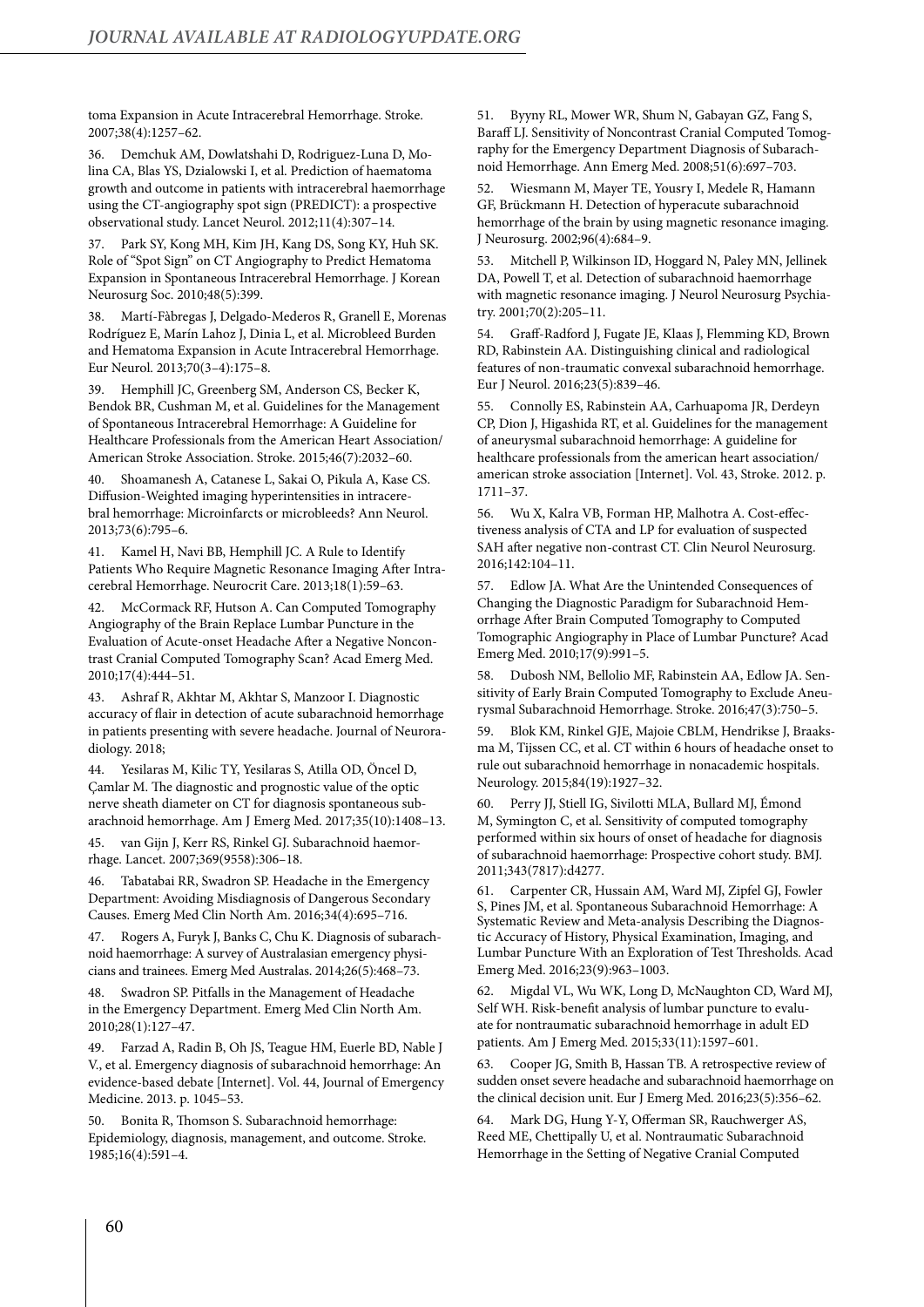toma Expansion in Acute Intracerebral Hemorrhage. Stroke. 2007;38(4):1257–62.

36. Demchuk AM, Dowlatshahi D, Rodriguez-Luna D, Molina CA, Blas YS, Dzialowski I, et al. Prediction of haematoma growth and outcome in patients with intracerebral haemorrhage using the CT-angiography spot sign (PREDICT): a prospective observational study. Lancet Neurol. 2012;11(4):307–14.

37. Park SY, Kong MH, Kim JH, Kang DS, Song KY, Huh SK. Role of "Spot Sign" on CT Angiography to Predict Hematoma Expansion in Spontaneous Intracerebral Hemorrhage. J Korean Neurosurg Soc. 2010;48(5):399.

38. Martí-Fàbregas J, Delgado-Mederos R, Granell E, Morenas Rodríguez E, Marín Lahoz J, Dinia L, et al. Microbleed Burden and Hematoma Expansion in Acute Intracerebral Hemorrhage. Eur Neurol. 2013;70(3–4):175–8.

39. Hemphill JC, Greenberg SM, Anderson CS, Becker K, Bendok BR, Cushman M, et al. Guidelines for the Management of Spontaneous Intracerebral Hemorrhage: A Guideline for Healthcare Professionals from the American Heart Association/American Stroke Association. Stroke. 2015;46(7):2032–60.

40. Shoamanesh A, Catanese L, Sakai O, Pikula A, Kase CS. Diffusion-Weighted imaging hyperintensities in intracerebral hemorrhage: Microinfarcts or microbleeds? Ann Neurol. 2013;73(6):795–6.

41. Kamel H, Navi BB, Hemphill JC. A Rule to Identify Patients Who Require Magnetic Resonance Imaging After Intracerebral Hemorrhage. Neurocrit Care. 2013;18(1):59–63.

42. McCormack RF, Hutson A. Can Computed Tomography Angiography of the Brain Replace Lumbar Puncture in the Evaluation of Acute-onset Headache After a Negative Noncontrast Cranial Computed Tomography Scan? Acad Emerg Med. 2010;17(4):444–51.

43. Ashraf R, Akhtar M, Akhtar S, Manzoor I. Diagnostic accuracy of flair in detection of acute subarachnoid hemorrhage in patients presenting with severe headache. Journal of Neuroradiology. 2018;

44. Yesilaras M, Kilic TY, Yesilaras S, Atilla OD, Öncel D, Çamlar M. The diagnostic and prognostic value of the optic nerve sheath diameter on CT for diagnosis spontaneous subarachnoid hemorrhage. Am J Emerg Med. 2017;35(10):1408–13.

45. van Gijn J, Kerr RS, Rinkel GJ. Subarachnoid haemorrhage. Lancet. 2007;369(9558):306–18.

46. Tabatabai RR, Swadron SP. Headache in the Emergency Department: Avoiding Misdiagnosis of Dangerous Secondary Causes. Emerg Med Clin North Am. 2016;34(4):695–716.

47. Rogers A, Furyk J, Banks C, Chu K. Diagnosis of subarachnoid haemorrhage: A survey of Australasian emergency physicians and trainees. Emerg Med Australas. 2014;26(5):468–73.

48. Swadron SP. Pitfalls in the Management of Headache in the Emergency Department. Emerg Med Clin North Am. 2010;28(1):127–47.

49. Farzad A, Radin B, Oh JS, Teague HM, Euerle BD, Nable J V., et al. Emergency diagnosis of subarachnoid hemorrhage: An evidence-based debate [Internet]. Vol. 44, Journal of Emergency Medicine. 2013. p. 1045–53.

50. Bonita R, Thomson S. Subarachnoid hemorrhage: Epidemiology, diagnosis, management, and outcome. Stroke. 1985;16(4):591–4.

51. Byyny RL, Mower WR, Shum N, Gabayan GZ, Fang S, Baraff LJ. Sensitivity of Noncontrast Cranial Computed Tomography for the Emergency Department Diagnosis of Subarachnoid Hemorrhage. Ann Emerg Med. 2008;51(6):697–703.

52. Wiesmann M, Mayer TE, Yousry I, Medele R, Hamann GF, Brückmann H. Detection of hyperacute subarachnoid hemorrhage of the brain by using magnetic resonance imaging. J Neurosurg. 2002;96(4):684–9.

53. Mitchell P, Wilkinson ID, Hoggard N, Paley MN, Jellinek DA, Powell T, et al. Detection of subarachnoid haemorrhage with magnetic resonance imaging. J Neurol Neurosurg Psychiatry. 2001;70(2):205–11.

54. Graff-Radford J, Fugate JE, Klaas J, Flemming KD, Brown RD, Rabinstein AA. Distinguishing clinical and radiological features of non-traumatic convexal subarachnoid hemorrhage. Eur J Neurol. 2016;23(5):839–46.

55. Connolly ES, Rabinstein AA, Carhuapoma JR, Derdeyn CP, Dion J, Higashida RT, et al. Guidelines for the management of aneurysmal subarachnoid hemorrhage: A guideline for healthcare professionals from the american heart association/american stroke association [Internet]. Vol. 43, Stroke. 2012. p. 1711–37.

56. Wu X, Kalra VB, Forman HP, Malhotra A. Cost-effectiveness analysis of CTA and LP for evaluation of suspected SAH after negative non-contrast CT. Clin Neurol Neurosurg. 2016;142:104–11.

57. Edlow JA. What Are the Unintended Consequences of Changing the Diagnostic Paradigm for Subarachnoid Hemorrhage After Brain Computed Tomography to Computed Tomographic Angiography in Place of Lumbar Puncture? Acad Emerg Med. 2010;17(9):991–5.

58. Dubosh NM, Bellolio MF, Rabinstein AA, Edlow JA. Sensitivity of Early Brain Computed Tomography to Exclude Aneurysmal Subarachnoid Hemorrhage. Stroke. 2016;47(3):750–5.

59. Blok KM, Rinkel GJE, Majoie CBLM, Hendrikse J, Braaksma M, Tijssen CC, et al. CT within 6 hours of headache onset to rule out subarachnoid hemorrhage in nonacademic hospitals. Neurology. 2015;84(19):1927–32.

60. Perry JJ, Stiell IG, Sivilotti MLA, Bullard MJ, Émond M, Symington C, et al. Sensitivity of computed tomography performed within six hours of onset of headache for diagnosis of subarachnoid haemorrhage: Prospective cohort study. BMJ. 2011;343(7817):d4277.

61. Carpenter CR, Hussain AM, Ward MJ, Zipfel GJ, Fowler S, Pines JM, et al. Spontaneous Subarachnoid Hemorrhage: A Systematic Review and Meta-analysis Describing the Diagnostic Accuracy of History, Physical Examination, Imaging, and Lumbar Puncture With an Exploration of Test Thresholds. Acad Emerg Med. 2016;23(9):963–1003.

62. Migdal VL, Wu WK, Long D, McNaughton CD, Ward MJ, Self WH. Risk-benefit analysis of lumbar puncture to evaluate for nontraumatic subarachnoid hemorrhage in adult ED patients. Am J Emerg Med. 2015;33(11):1597–601.

63. Cooper JG, Smith B, Hassan TB. A retrospective review of sudden onset severe headache and subarachnoid haemorrhage on the clinical decision unit. Eur J Emerg Med. 2016;23(5):356–62.

64. Mark DG, Hung Y-Y, Offerman SR, Rauchwerger AS, Reed ME, Chettipally U, et al. Nontraumatic Subarachnoid Hemorrhage in the Setting of Negative Cranial Computed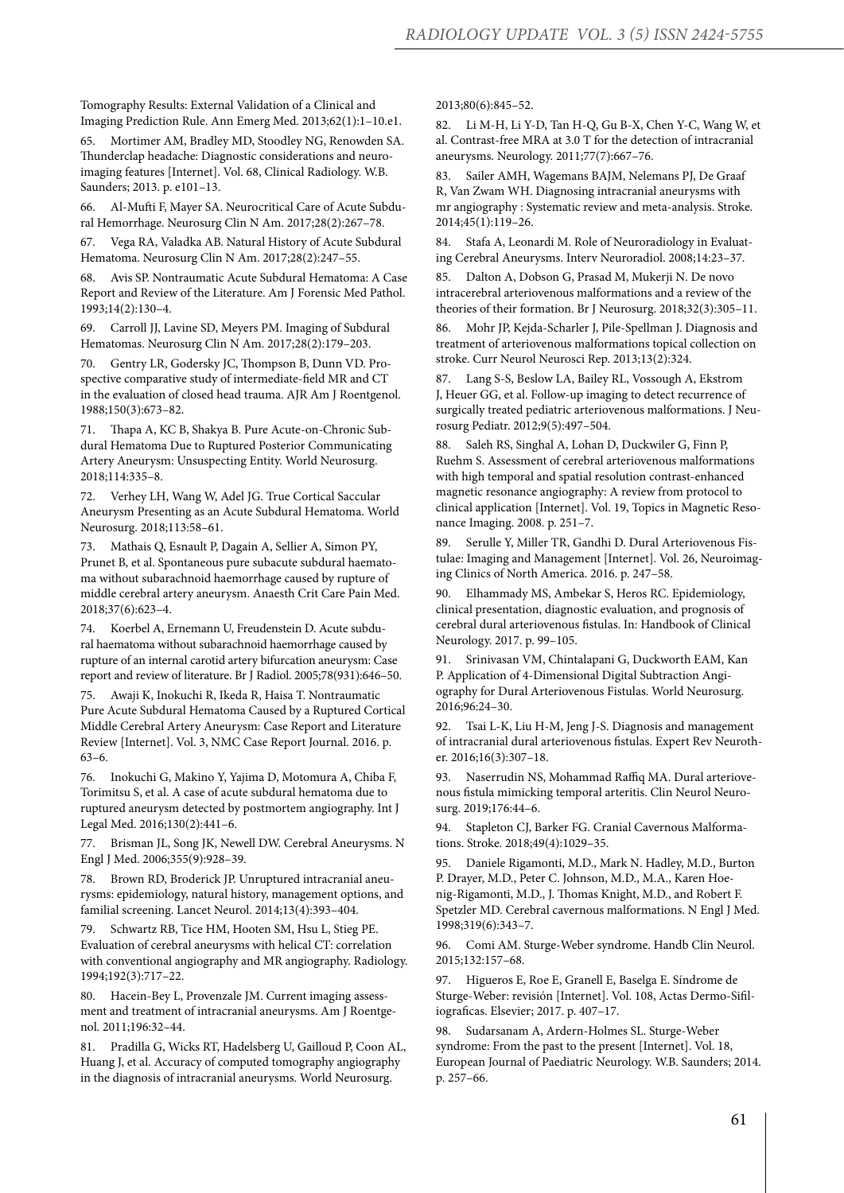Tomography Results: External Validation of a Clinical and Imaging Prediction Rule. Ann Emerg Med. 2013;62(1):1–10.e1.

65. Mortimer AM, Bradley MD, Stoodley NG, Renowden SA. Thunderclap headache: Diagnostic considerations and neuroimaging features [Internet]. Vol. 68, Clinical Radiology. W.B. Saunders; 2013. p. e101–13.

66. Al-Mufti F, Mayer SA. Neurocritical Care of Acute Subdural Hemorrhage. Neurosurg Clin N Am. 2017;28(2):267–78.

67. Vega RA, Valadka AB. Natural History of Acute Subdural Hematoma. Neurosurg Clin N Am. 2017;28(2):247–55.

68. Avis SP. Nontraumatic Acute Subdural Hematoma: A Case Report and Review of the Literature. Am J Forensic Med Pathol. 1993;14(2):130–4.

69. Carroll JJ, Lavine SD, Meyers PM. Imaging of Subdural Hematomas. Neurosurg Clin N Am. 2017;28(2):179–203.

70. Gentry LR, Godersky JC, Thompson B, Dunn VD. Prospective comparative study of intermediate-field MR and CT in the evaluation of closed head trauma. AJR Am J Roentgenol. 1988;150(3):673–82.

71. Thapa A, KC B, Shakya B. Pure Acute-on-Chronic Subdural Hematoma Due to Ruptured Posterior Communicating Artery Aneurysm: Unsuspecting Entity. World Neurosurg. 2018;114:335–8.

72. Verhey LH, Wang W, Adel JG. True Cortical Saccular Aneurysm Presenting as an Acute Subdural Hematoma. World Neurosurg. 2018;113:58–61.

73. Mathais Q, Esnault P, Dagain A, Sellier A, Simon PY, Prunet B, et al. Spontaneous pure subacute subdural haematoma without subarachnoid haemorrhage caused by rupture of middle cerebral artery aneurysm. Anaesth Crit Care Pain Med. 2018;37(6):623–4.

74. Koerbel A, Ernemann U, Freudenstein D. Acute subdural haematoma without subarachnoid haemorrhage caused by rupture of an internal carotid artery bifurcation aneurysm: Case report and review of literature. Br J Radiol. 2005;78(931):646–50.

75. Awaji K, Inokuchi R, Ikeda R, Haisa T. Nontraumatic Pure Acute Subdural Hematoma Caused by a Ruptured Cortical Middle Cerebral Artery Aneurysm: Case Report and Literature Review [Internet]. Vol. 3, NMC Case Report Journal. 2016. p. 63–6.

76. Inokuchi G, Makino Y, Yajima D, Motomura A, Chiba F, Torimitsu S, et al. A case of acute subdural hematoma due to ruptured aneurysm detected by postmortem angiography. Int J Legal Med. 2016;130(2):441–6.

77. Brisman JL, Song JK, Newell DW. Cerebral Aneurysms. N Engl J Med. 2006;355(9):928–39.

78. Brown RD, Broderick JP. Unruptured intracranial aneurysms: epidemiology, natural history, management options, and familial screening. Lancet Neurol. 2014;13(4):393–404.

79. Schwartz RB, Tice HM, Hooten SM, Hsu L, Stieg PE. Evaluation of cerebral aneurysms with helical CT: correlation with conventional angiography and MR angiography. Radiology. 1994;192(3):717–22.

80. Hacein-Bey L, Provenzale JM. Current imaging assessment and treatment of intracranial aneurysms. Am J Roentgenol. 2011;196:32–44.

81. Pradilla G, Wicks RT, Hadelsberg U, Gailloud P, Coon AL, Huang J, et al. Accuracy of computed tomography angiography in the diagnosis of intracranial aneurysms. World Neurosurg. 2013;80(6):845–52.

82. Li M-H, Li Y-D, Tan H-Q, Gu B-X, Chen Y-C, Wang W, et al. Contrast-free MRA at 3.0 T for the detection of intracranial aneurysms. Neurology. 2011;77(7):667–76.

83. Sailer AMH, Wagemans BAJM, Nelemans PJ, De Graaf R, Van Zwam WH. Diagnosing intracranial aneurysms with mr angiography : Systematic review and meta-analysis. Stroke. 2014;45(1):119–26.

84. Stafa A, Leonardi M. Role of Neuroradiology in Evaluating Cerebral Aneurysms. Interv Neuroradiol. 2008;14:23–37.

85. Dalton A, Dobson G, Prasad M, Mukerji N. De novo intracerebral arteriovenous malformations and a review of the theories of their formation. Br J Neurosurg. 2018;32(3):305–11.

86. Mohr JP, Kejda-Scharler J, Pile-Spellman J. Diagnosis and treatment of arteriovenous malformations topical collection on stroke. Curr Neurol Neurosci Rep. 2013;13(2):324.

87. Lang S-S, Beslow LA, Bailey RL, Vossough A, Ekstrom J, Heuer GG, et al. Follow-up imaging to detect recurrence of surgically treated pediatric arteriovenous malformations. J Neurosurg Pediatr. 2012;9(5):497–504.

88. Saleh RS, Singhal A, Lohan D, Duckwiler G, Finn P, Ruehm S. Assessment of cerebral arteriovenous malformations with high temporal and spatial resolution contrast-enhanced magnetic resonance angiography: A review from protocol to clinical application [Internet]. Vol. 19, Topics in Magnetic Resonance Imaging. 2008. p. 251–7.

89. Serulle Y, Miller TR, Gandhi D. Dural Arteriovenous Fistulae: Imaging and Management [Internet]. Vol. 26, Neuroimaging Clinics of North America. 2016. p. 247–58.

90. Elhammady MS, Ambekar S, Heros RC. Epidemiology, clinical presentation, diagnostic evaluation, and prognosis of cerebral dural arteriovenous fistulas. In: Handbook of Clinical Neurology. 2017. p. 99–105.

91. Srinivasan VM, Chintalapani G, Duckworth EAM, Kan P. Application of 4-Dimensional Digital Subtraction Angiography for Dural Arteriovenous Fistulas. World Neurosurg. 2016;96:24–30.

92. Tsai L-K, Liu H-M, Jeng J-S. Diagnosis and management of intracranial dural arteriovenous fistulas. Expert Rev Neurother. 2016;16(3):307–18.

93. Naserrudin NS, Mohammad Raffiq MA. Dural arteriovenous fistula mimicking temporal arteritis. Clin Neurol Neurosurg. 2019;176:44–6.

94. Stapleton CJ, Barker FG. Cranial Cavernous Malformations. Stroke. 2018;49(4):1029–35.

95. Daniele Rigamonti, M.D., Mark N. Hadley, M.D., Burton P. Drayer, M.D., Peter C. Johnson, M.D., M.A., Karen Hoenig-Rigamonti, M.D., J. Thomas Knight, M.D., and Robert F. Spetzler MD. Cerebral cavernous malformations. N Engl J Med. 1998;319(6):343–7.

96. Comi AM. Sturge-Weber syndrome. Handb Clin Neurol. 2015;132:157–68.

97. Higueros E, Roe E, Granell E, Baselga E. Síndrome de Sturge-Weber: revisión [Internet]. Vol. 108, Actas Dermo-Sifiliograficas. Elsevier; 2017. p. 407–17.

98. Sudarsanam A, Ardern-Holmes SL. Sturge-Weber syndrome: From the past to the present [Internet]. Vol. 18, European Journal of Paediatric Neurology. W.B. Saunders; 2014. p. 257–66.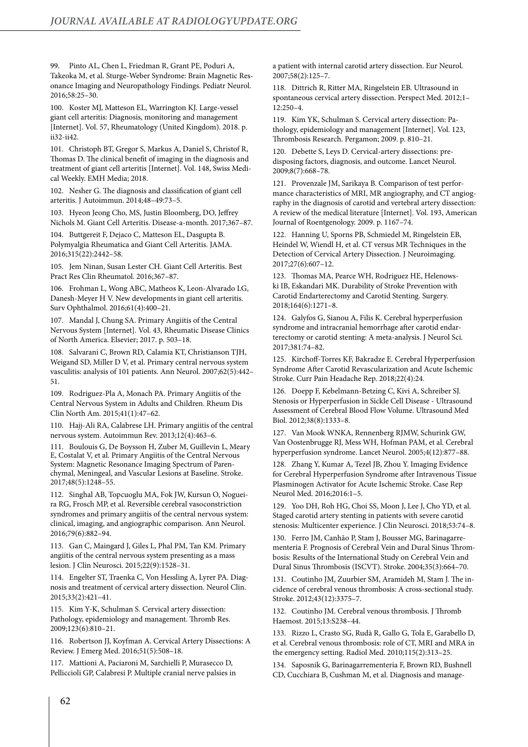99. Pinto AL, Chen L, Friedman R, Grant PE, Poduri A, Takeoka M, et al. Sturge-Weber Syndrome: Brain Magnetic Resonance Imaging and Neuropathology Findings. Pediatr Neurol. 2016;58:25–30.

100. Koster MJ, Matteson EL, Warrington KJ. Large-vessel giant cell arteritis: Diagnosis, monitoring and management [Internet]. Vol. 57, Rheumatology (United Kingdom). 2018. p. ii32-ii42.

101. Christoph BT, Gregor S, Markus A, Daniel S, Christof R, Thomas D. The clinical benefit of imaging in the diagnosis and treatment of giant cell arteritis [Internet]. Vol. 148, Swiss Medical Weekly. EMH Media; 2018.

102. Nesher G. The diagnosis and classification of giant cell arteritis. J Autoimmun. 2014;48–49:73–5.

103. Hyeon Jeong Cho, MS, Justin Bloomberg, DO, Jeffrey Nichols M. Giant Cell Arteritis. Disease-a-month. 2017;367–87.

104. Buttgereit F, Dejaco C, Matteson EL, Dasgupta B. Polymyalgia Rheumatica and Giant Cell Arteritis. JAMA. 2016;315(22):2442–58.

105. Jem Ninan, Susan Lester CH. Giant Cell Arteritis. Best Pract Res Clin Rheumatol. 2016;367–87.

106. Frohman L, Wong ABC, Matheos K, Leon-Alvarado LG, Danesh-Meyer H V. New developments in giant cell arteritis. Surv Ophthalmol. 2016;61(4):400–21.

107. Mandal J, Chung SA. Primary Angiitis of the Central Nervous System [Internet]. Vol. 43, Rheumatic Disease Clinics of North America. Elsevier; 2017. p. 503–18.

108. Salvarani C, Brown RD, Calamia KT, Christianson TJH, Weigand SD, Miller D V, et al. Primary central nervous system vasculitis: analysis of 101 patients. Ann Neurol. 2007;62(5):442–51.

109. Rodriguez-Pla A, Monach PA. Primary Angiitis of the Central Nervous System in Adults and Children. Rheum Dis Clin North Am. 2015;41(1):47–62.

110. Hajj-Ali RA, Calabrese LH. Primary angiitis of the central nervous system. Autoimmun Rev. 2013;12(4):463–6.

111. Boulouis G, De Boysson H, Zuber M, Guillevin L, Meary E, Costalat V, et al. Primary Angiitis of the Central Nervous System: Magnetic Resonance Imaging Spectrum of Parenchymal, Meningeal, and Vascular Lesions at Baseline. Stroke. 2017;48(5):1248–55.

112. Singhal AB, Topcuoglu MA, Fok JW, Kursun O, Nogueira RG, Frosch MP, et al. Reversible cerebral vasoconstriction syndromes and primary angiitis of the central nervous system: clinical, imaging, and angiographic comparison. Ann Neurol. 2016;79(6):882–94.

113. Gan C, Maingard J, Giles L, Phal PM, Tan KM. Primary angiitis of the central nervous system presenting as a mass lesion. J Clin Neurosci. 2015;22(9):1528–31.

114. Engelter ST, Traenka C, Von Hessling A, Lyrer PA. Diagnosis and treatment of cervical artery dissection. Neurol Clin. 2015;33(2):421–41.

115. Kim Y-K, Schulman S. Cervical artery dissection: Pathology, epidemiology and management. Thromb Res. 2009;123(6):810–21.

116. Robertson JJ, Koyfman A. Cervical Artery Dissections: A Review. J Emerg Med. 2016;51(5):508–18.

117. Mattioni A, Paciaroni M, Sarchielli P, Murasecco D, Pelliccioli GP, Calabresi P. Multiple cranial nerve palsies in a patient with internal carotid artery dissection. Eur Neurol. 2007;58(2):125–7.

118. Dittrich R, Ritter MA, Ringelstein EB. Ultrasound in spontaneous cervical artery dissection. Perspect Med. 2012;1–12:250–4.

119. Kim YK, Schulman S. Cervical artery dissection: Pathology, epidemiology and management [Internet]. Vol. 123, Thrombosis Research. Pergamon; 2009. p. 810–21.

120. Debette S, Leys D. Cervical-artery dissections: predisposing factors, diagnosis, and outcome. Lancet Neurol. 2009;8(7):668–78.

121. Provenzale JM, Sarikaya B. Comparison of test performance characteristics of MRI, MR angiography, and CT angiography in the diagnosis of carotid and vertebral artery dissection: A review of the medical literature [Internet]. Vol. 193, American Journal of Roentgenology. 2009. p. 1167–74.

122. Hanning U, Sporns PB, Schmiedel M, Ringelstein EB, Heindel W, Wiendl H, et al. CT versus MR Techniques in the Detection of Cervical Artery Dissection. J Neuroimaging. 2017;27(6):607–12.

123. Thomas MA, Pearce WH, Rodriguez HE, Helenowski IB, Eskandari MK. Durability of Stroke Prevention with Carotid Endarterectomy and Carotid Stenting. Surgery. 2018;164(6):1271–8.

124. Galyfos G, Sianou A, Filis K. Cerebral hyperperfusion syndrome and intracranial hemorrhage after carotid endarterectomy or carotid stenting: A meta-analysis. J Neurol Sci. 2017;381:74–82.

125. Kirchoff-Torres KF, Bakradze E. Cerebral Hyperperfusion Syndrome After Carotid Revascularization and Acute Ischemic Stroke. Curr Pain Headache Rep. 2018;22(4):24.

126. Doepp F, Kebelmann-Betzing C, Kivi A, Schreiber SJ. Stenosis or Hyperperfusion in Sickle Cell Disease - Ultrasound Assessment of Cerebral Blood Flow Volume. Ultrasound Med Biol. 2012;38(8):1333–8.

127. Van Mook WNKA, Rennenberg RJMW, Schurink GW, Van Oostenbrugge RJ, Mess WH, Hofman PAM, et al. Cerebral hyperperfusion syndrome. Lancet Neurol. 2005;4(12):877–88.

128. Zhang Y, Kumar A, Tezel JB, Zhou Y. Imaging Evidence for Cerebral Hyperperfusion Syndrome after Intravenous Tissue Plasminogen Activator for Acute Ischemic Stroke. Case Rep Neurol Med. 2016;2016:1–5.

129. Yoo DH, Roh HG, Choi SS, Moon J, Lee J, Cho YD, et al. Staged carotid artery stenting in patients with severe carotid stenosis: Multicenter experience. J Clin Neurosci. 2018;53:74–8.

130. Ferro JM, Canhão P, Stam J, Bousser MG, Barinagarrementeria F. Prognosis of Cerebral Vein and Dural Sinus Thrombosis: Results of the International Study on Cerebral Vein and Dural Sinus Thrombosis (ISCVT). Stroke. 2004;35(3):664–70.

131. Coutinho JM, Zuurbier SM, Aramideh M, Stam J. The incidence of cerebral venous thrombosis: A cross-sectional study. Stroke. 2012;43(12):3375–7.

132. Coutinho JM. Cerebral venous thrombosis. J Thromb Haemost. 2015;13:S238–44.

133. Rizzo L, Crasto SG, Rudà R, Gallo G, Tola E, Garabello D, et al. Cerebral venous thrombosis: role of CT, MRI and MRA in the emergency setting. Radiol Med. 2010;115(2):313–25.

134. Saposnik G, Barinagarrementeria F, Brown RD, Bushnell CD, Cucchiara B, Cushman M, et al. Diagnosis and manage-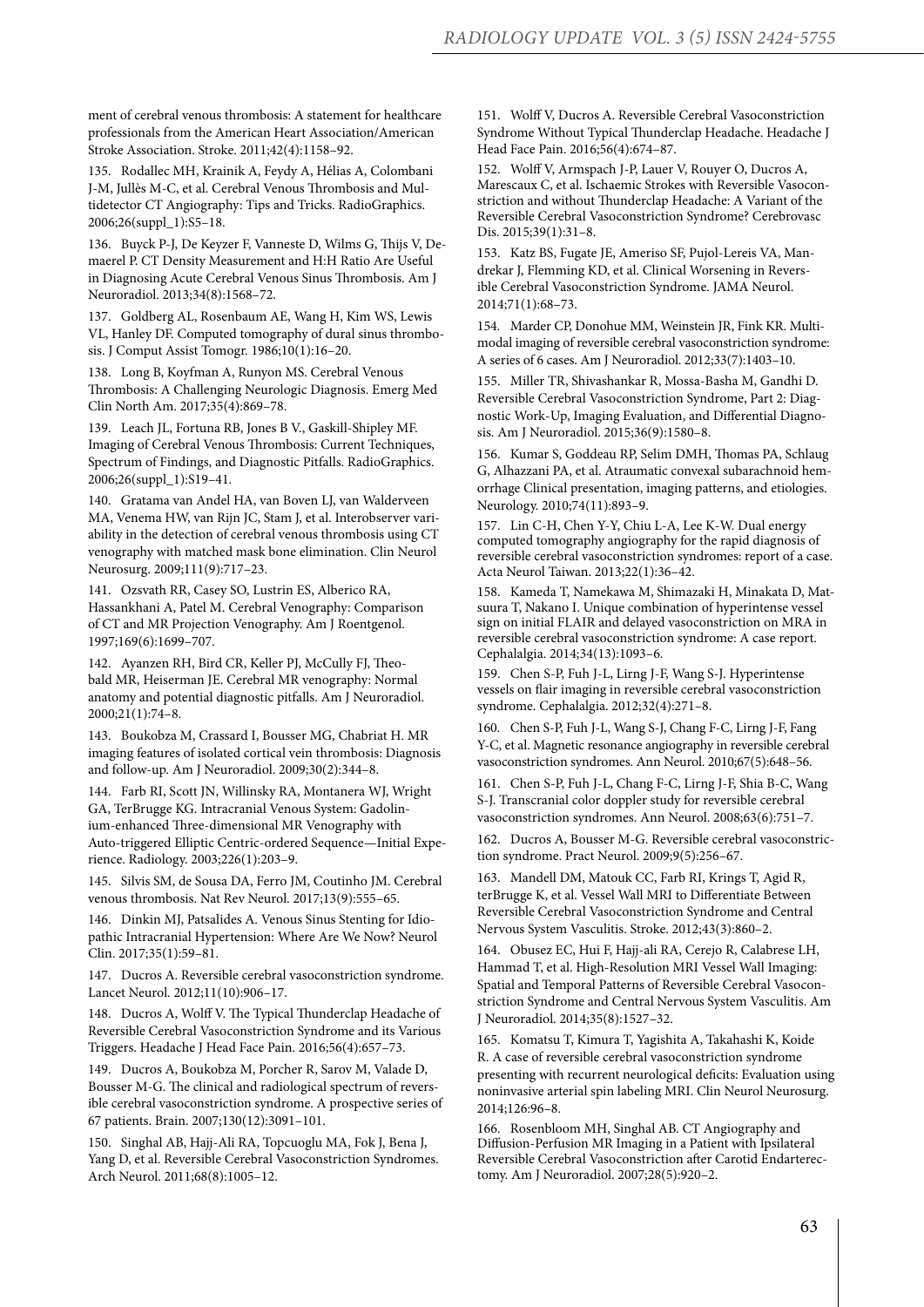ment of cerebral venous thrombosis: A statement for healthcare professionals from the American Heart Association/American Stroke Association. Stroke. 2011;42(4):1158–92.

135. Rodallec MH, Krainik A, Feydy A, Hélias A, Colombani J-M, Jullès M-C, et al. Cerebral Venous Thrombosis and Multidetector CT Angiography: Tips and Tricks. RadioGraphics. 2006;26(suppl_1):S5–18.

136. Buyck P-J, De Keyzer F, Vanneste D, Wilms G, Thijs V, Demaerel P. CT Density Measurement and H:H Ratio Are Useful in Diagnosing Acute Cerebral Venous Sinus Thrombosis. Am J Neuroradiol. 2013;34(8):1568–72.

137. Goldberg AL, Rosenbaum AE, Wang H, Kim WS, Lewis VL, Hanley DF. Computed tomography of dural sinus thrombosis. J Comput Assist Tomogr. 1986;10(1):16–20.

138. Long B, Koyfman A, Runyon MS. Cerebral Venous Thrombosis: A Challenging Neurologic Diagnosis. Emerg Med Clin North Am. 2017;35(4):869–78.

139. Leach JL, Fortuna RB, Jones B V., Gaskill-Shipley MF. Imaging of Cerebral Venous Thrombosis: Current Techniques, Spectrum of Findings, and Diagnostic Pitfalls. RadioGraphics. 2006;26(suppl_1):S19–41.

140. Gratama van Andel HA, van Boven LJ, van Walderveen MA, Venema HW, van Rijn JC, Stam J, et al. Interobserver variability in the detection of cerebral venous thrombosis using CT venography with matched mask bone elimination. Clin Neurol Neurosurg. 2009;111(9):717–23.

141. Ozsvath RR, Casey SO, Lustrin ES, Alberico RA, Hassankhani A, Patel M. Cerebral Venography: Comparison of CT and MR Projection Venography. Am J Roentgenol. 1997;169(6):1699–707.

142. Ayanzen RH, Bird CR, Keller PJ, McCully FJ, Theobald MR, Heiserman JE. Cerebral MR venography: Normal anatomy and potential diagnostic pitfalls. Am J Neuroradiol. 2000;21(1):74–8.

143. Boukobza M, Crassard I, Bousser MG, Chabriat H. MR imaging features of isolated cortical vein thrombosis: Diagnosis and follow-up. Am J Neuroradiol. 2009;30(2):344–8.

144. Farb RI, Scott JN, Willinsky RA, Montanera WJ, Wright GA, TerBrugge KG. Intracranial Venous System: Gadolinium-enhanced Three-dimensional MR Venography with Auto-triggered Elliptic Centric-ordered Sequence—Initial Experience. Radiology. 2003;226(1):203–9.

145. Silvis SM, de Sousa DA, Ferro JM, Coutinho JM. Cerebral venous thrombosis. Nat Rev Neurol. 2017;13(9):555–65.

146. Dinkin MJ, Patsalides A. Venous Sinus Stenting for Idiopathic Intracranial Hypertension: Where Are We Now? Neurol Clin. 2017;35(1):59–81.

147. Ducros A. Reversible cerebral vasoconstriction syndrome. Lancet Neurol. 2012;11(10):906–17.

148. Ducros A, Wolff V. The Typical Thunderclap Headache of Reversible Cerebral Vasoconstriction Syndrome and its Various Triggers. Headache J Head Face Pain. 2016;56(4):657–73.

149. Ducros A, Boukobza M, Porcher R, Sarov M, Valade D, Bousser M-G. The clinical and radiological spectrum of reversible cerebral vasoconstriction syndrome. A prospective series of 67 patients. Brain. 2007;130(12):3091–101.

150. Singhal AB, Hajj-Ali RA, Topcuoglu MA, Fok J, Bena J, Yang D, et al. Reversible Cerebral Vasoconstriction Syndromes. Arch Neurol. 2011;68(8):1005–12.

151. Wolff V, Ducros A. Reversible Cerebral Vasoconstriction Syndrome Without Typical Thunderclap Headache. Headache J Head Face Pain. 2016;56(4):674–87.

152. Wolff V, Armspach J-P, Lauer V, Rouyer O, Ducros A, Marescaux C, et al. Ischaemic Strokes with Reversible Vasoconstriction and without Thunderclap Headache: A Variant of the Reversible Cerebral Vasoconstriction Syndrome? Cerebrovasc Dis. 2015;39(1):31–8.

153. Katz BS, Fugate JE, Ameriso SF, Pujol-Lereis VA, Mandrekar J, Flemming KD, et al. Clinical Worsening in Reversible Cerebral Vasoconstriction Syndrome. JAMA Neurol. 2014;71(1):68–73.

154. Marder CP, Donohue MM, Weinstein JR, Fink KR. Multimodal imaging of reversible cerebral vasoconstriction syndrome: A series of 6 cases. Am J Neuroradiol. 2012;33(7):1403–10.

155. Miller TR, Shivashankar R, Mossa-Basha M, Gandhi D. Reversible Cerebral Vasoconstriction Syndrome, Part 2: Diagnostic Work-Up, Imaging Evaluation, and Differential Diagnosis. Am J Neuroradiol. 2015;36(9):1580–8.

156. Kumar S, Goddeau RP, Selim DMH, Thomas PA, Schlaug G, Alhazzani PA, et al. Atraumatic convexal subarachnoid hemorrhage Clinical presentation, imaging patterns, and etiologies. Neurology. 2010;74(11):893–9.

157. Lin C-H, Chen Y-Y, Chiu L-A, Lee K-W. Dual energy computed tomography angiography for the rapid diagnosis of reversible cerebral vasoconstriction syndromes: report of a case. Acta Neurol Taiwan. 2013;22(1):36–42.

158. Kameda T, Namekawa M, Shimazaki H, Minakata D, Matsuura T, Nakano I. Unique combination of hyperintense vessel sign on initial FLAIR and delayed vasoconstriction on MRA in reversible cerebral vasoconstriction syndrome: A case report. Cephalalgia. 2014;34(13):1093–6.

159. Chen S-P, Fuh J-L, Lirng J-F, Wang S-J. Hyperintense vessels on flair imaging in reversible cerebral vasoconstriction syndrome. Cephalalgia. 2012;32(4):271–8.

160. Chen S-P, Fuh J-L, Wang S-J, Chang F-C, Lirng J-F, Fang Y-C, et al. Magnetic resonance angiography in reversible cerebral vasoconstriction syndromes. Ann Neurol. 2010;67(5):648–56.

161. Chen S-P, Fuh J-L, Chang F-C, Lirng J-F, Shia B-C, Wang S-J. Transcranial color doppler study for reversible cerebral vasoconstriction syndromes. Ann Neurol. 2008;63(6):751–7.

162. Ducros A, Bousser M-G. Reversible cerebral vasoconstriction syndrome. Pract Neurol. 2009;9(5):256–67.

163. Mandell DM, Matouk CC, Farb RI, Krings T, Agid R, terBrugge K, et al. Vessel Wall MRI to Differentiate Between Reversible Cerebral Vasoconstriction Syndrome and Central Nervous System Vasculitis. Stroke. 2012;43(3):860–2.

164. Obusez EC, Hui F, Hajj-ali RA, Cerejo R, Calabrese LH, Hammad T, et al. High-Resolution MRI Vessel Wall Imaging: Spatial and Temporal Patterns of Reversible Cerebral Vasoconstriction Syndrome and Central Nervous System Vasculitis. Am J Neuroradiol. 2014;35(8):1527–32.

165. Komatsu T, Kimura T, Yagishita A, Takahashi K, Koide R. A case of reversible cerebral vasoconstriction syndrome presenting with recurrent neurological deficits: Evaluation using noninvasive arterial spin labeling MRI. Clin Neurol Neurosurg. 2014;126:96–8.

166. Rosenbloom MH, Singhal AB. CT Angiography and Diffusion-Perfusion MR Imaging in a Patient with Ipsilateral Reversible Cerebral Vasoconstriction after Carotid Endarterectomy. Am J Neuroradiol. 2007;28(5):920–2.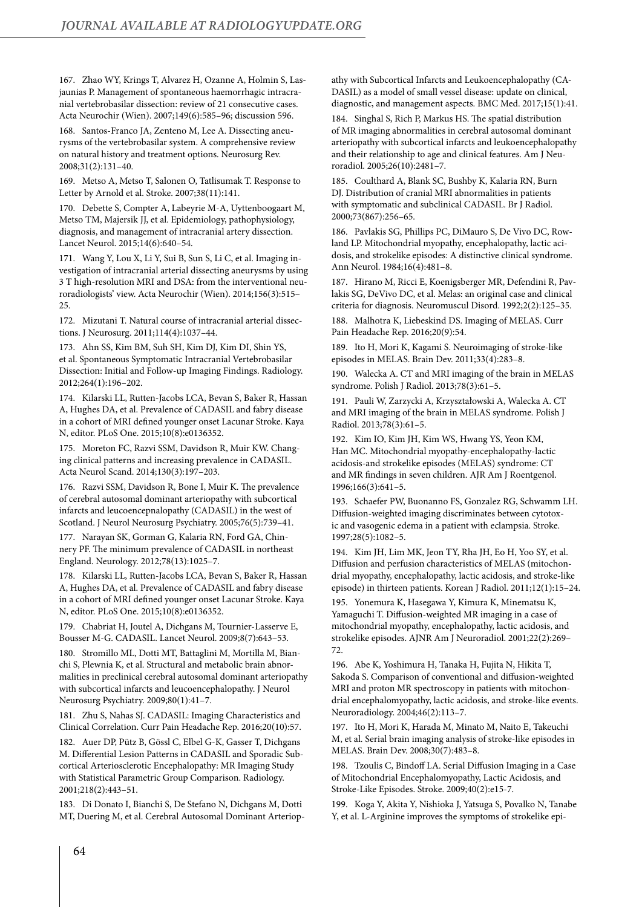167. Zhao WY, Krings T, Alvarez H, Ozanne A, Holmin S, Lasjaunias P. Management of spontaneous haemorrhagic intracranial vertebrobasilar dissection: review of 21 consecutive cases. Acta Neurochir (Wien). 2007;149(6):585–96; discussion 596.

168. Santos-Franco JA, Zenteno M, Lee A. Dissecting aneurysms of the vertebrobasilar system. A comprehensive review on natural history and treatment options. Neurosurg Rev. 2008;31(2):131–40.

169. Metso A, Metso T, Salonen O, Tatlisumak T. Response to Letter by Arnold et al. Stroke. 2007;38(11):141.

170. Debette S, Compter A, Labeyrie M-A, Uyttenboogaart M, Metso TM, Majersik JJ, et al. Epidemiology, pathophysiology, diagnosis, and management of intracranial artery dissection. Lancet Neurol. 2015;14(6):640–54.

171. Wang Y, Lou X, Li Y, Sui B, Sun S, Li C, et al. Imaging investigation of intracranial arterial dissecting aneurysms by using 3 T high-resolution MRI and DSA: from the interventional neuroradiologists' view. Acta Neurochir (Wien). 2014;156(3):515–25.

172. Mizutani T. Natural course of intracranial arterial dissections. J Neurosurg. 2011;114(4):1037–44.

173. Ahn SS, Kim BM, Suh SH, Kim DJ, Kim DI, Shin YS, et al. Spontaneous Symptomatic Intracranial Vertebrobasilar Dissection: Initial and Follow-up Imaging Findings. Radiology. 2012;264(1):196–202.

174. Kilarski LL, Rutten-Jacobs LCA, Bevan S, Baker R, Hassan A, Hughes DA, et al. Prevalence of CADASIL and fabry disease in a cohort of MRI defined younger onset Lacunar Stroke. Kaya N, editor. PLoS One. 2015;10(8):e0136352.

175. Moreton FC, Razvi SSM, Davidson R, Muir KW. Changing clinical patterns and increasing prevalence in CADASIL. Acta Neurol Scand. 2014;130(3):197–203.

176. Razvi SSM, Davidson R, Bone I, Muir K. The prevalence of cerebral autosomal dominant arteriopathy with subcortical infarcts and leucoencepnalopathy (CADASIL) in the west of Scotland. J Neurol Neurosurg Psychiatry. 2005;76(5):739–41.

177. Narayan SK, Gorman G, Kalaria RN, Ford GA, Chinnery PF. The minimum prevalence of CADASIL in northeast England. Neurology. 2012;78(13):1025–7.

178. Kilarski LL, Rutten-Jacobs LCA, Bevan S, Baker R, Hassan A, Hughes DA, et al. Prevalence of CADASIL and fabry disease in a cohort of MRI defined younger onset Lacunar Stroke. Kaya N, editor. PLoS One. 2015;10(8):e0136352.

179. Chabriat H, Joutel A, Dichgans M, Tournier-Lasserve E, Bousser M-G. CADASIL. Lancet Neurol. 2009;8(7):643–53.

180. Stromillo ML, Dotti MT, Battaglini M, Mortilla M, Bianchi S, Plewnia K, et al. Structural and metabolic brain abnormalities in preclinical cerebral autosomal dominant arteriopathy with subcortical infarcts and leucoencephalopathy. J Neurol Neurosurg Psychiatry. 2009;80(1):41–7.

181. Zhu S, Nahas SJ. CADASIL: Imaging Characteristics and Clinical Correlation. Curr Pain Headache Rep. 2016;20(10):57.

182. Auer DP, Pütz B, Gössl C, Elbel G-K, Gasser T, Dichgans M. Differential Lesion Patterns in CADASIL and Sporadic Subcortical Arteriosclerotic Encephalopathy: MR Imaging Study with Statistical Parametric Group Comparison. Radiology. 2001;218(2):443–51.

183. Di Donato I, Bianchi S, De Stefano N, Dichgans M, Dotti MT, Duering M, et al. Cerebral Autosomal Dominant Arteriopathy with Subcortical Infarcts and Leukoencephalopathy (CADASIL) as a model of small vessel disease: update on clinical, diagnostic, and management aspects. BMC Med. 2017;15(1):41.

184. Singhal S, Rich P, Markus HS. The spatial distribution of MR imaging abnormalities in cerebral autosomal dominant arteriopathy with subcortical infarcts and leukoencephalopathy and their relationship to age and clinical features. Am J Neuroradiol. 2005;26(10):2481–7.

185. Coulthard A, Blank SC, Bushby K, Kalaria RN, Burn DJ. Distribution of cranial MRI abnormalities in patients with symptomatic and subclinical CADASIL. Br J Radiol. 2000;73(867):256–65.

186. Pavlakis SG, Phillips PC, DiMauro S, De Vivo DC, Rowland LP. Mitochondrial myopathy, encephalopathy, lactic acidosis, and strokelike episodes: A distinctive clinical syndrome. Ann Neurol. 1984;16(4):481–8.

187. Hirano M, Ricci E, Koenigsberger MR, Defendini R, Pavlakis SG, DeVivo DC, et al. Melas: an original case and clinical criteria for diagnosis. Neuromuscul Disord. 1992;2(2):125–35.

188. Malhotra K, Liebeskind DS. Imaging of MELAS. Curr Pain Headache Rep. 2016;20(9):54.

189. Ito H, Mori K, Kagami S. Neuroimaging of stroke-like episodes in MELAS. Brain Dev. 2011;33(4):283–8.

190. Walecka A. CT and MRI imaging of the brain in MELAS syndrome. Polish J Radiol. 2013;78(3):61–5.

191. Pauli W, Zarzycki A, Krzyształowski A, Walecka A. CT and MRI imaging of the brain in MELAS syndrome. Polish J Radiol. 2013;78(3):61–5.

192. Kim IO, Kim JH, Kim WS, Hwang YS, Yeon KM, Han MC. Mitochondrial myopathy-encephalopathy-lactic acidosis-and strokelike episodes (MELAS) syndrome: CT and MR findings in seven children. AJR Am J Roentgenol. 1996;166(3):641–5.

193. Schaefer PW, Buonanno FS, Gonzalez RG, Schwamm LH. Diffusion-weighted imaging discriminates between cytotoxic and vasogenic edema in a patient with eclampsia. Stroke. 1997;28(5):1082–5.

194. Kim JH, Lim MK, Jeon TY, Rha JH, Eo H, Yoo SY, et al. Diffusion and perfusion characteristics of MELAS (mitochondrial myopathy, encephalopathy, lactic acidosis, and stroke-like episode) in thirteen patients. Korean J Radiol. 2011;12(1):15–24.

195. Yonemura K, Hasegawa Y, Kimura K, Minematsu K, Yamaguchi T. Diffusion-weighted MR imaging in a case of mitochondrial myopathy, encephalopathy, lactic acidosis, and strokelike episodes. AJNR Am J Neuroradiol. 2001;22(2):269–72.

196. Abe K, Yoshimura H, Tanaka H, Fujita N, Hikita T, Sakoda S. Comparison of conventional and diffusion-weighted MRI and proton MR spectroscopy in patients with mitochondrial encephalomyopathy, lactic acidosis, and stroke-like events. Neuroradiology. 2004;46(2):113–7.

197. Ito H, Mori K, Harada M, Minato M, Naito E, Takeuchi M, et al. Serial brain imaging analysis of stroke-like episodes in MELAS. Brain Dev. 2008;30(7):483–8.

198. Tzoulis C, Bindoff LA. Serial Diffusion Imaging in a Case of Mitochondrial Encephalomyopathy, Lactic Acidosis, and Stroke-Like Episodes. Stroke. 2009;40(2):e15-7.

199. Koga Y, Akita Y, Nishioka J, Yatsuga S, Povalko N, Tanabe Y, et al. L-Arginine improves the symptoms of strokelike epi-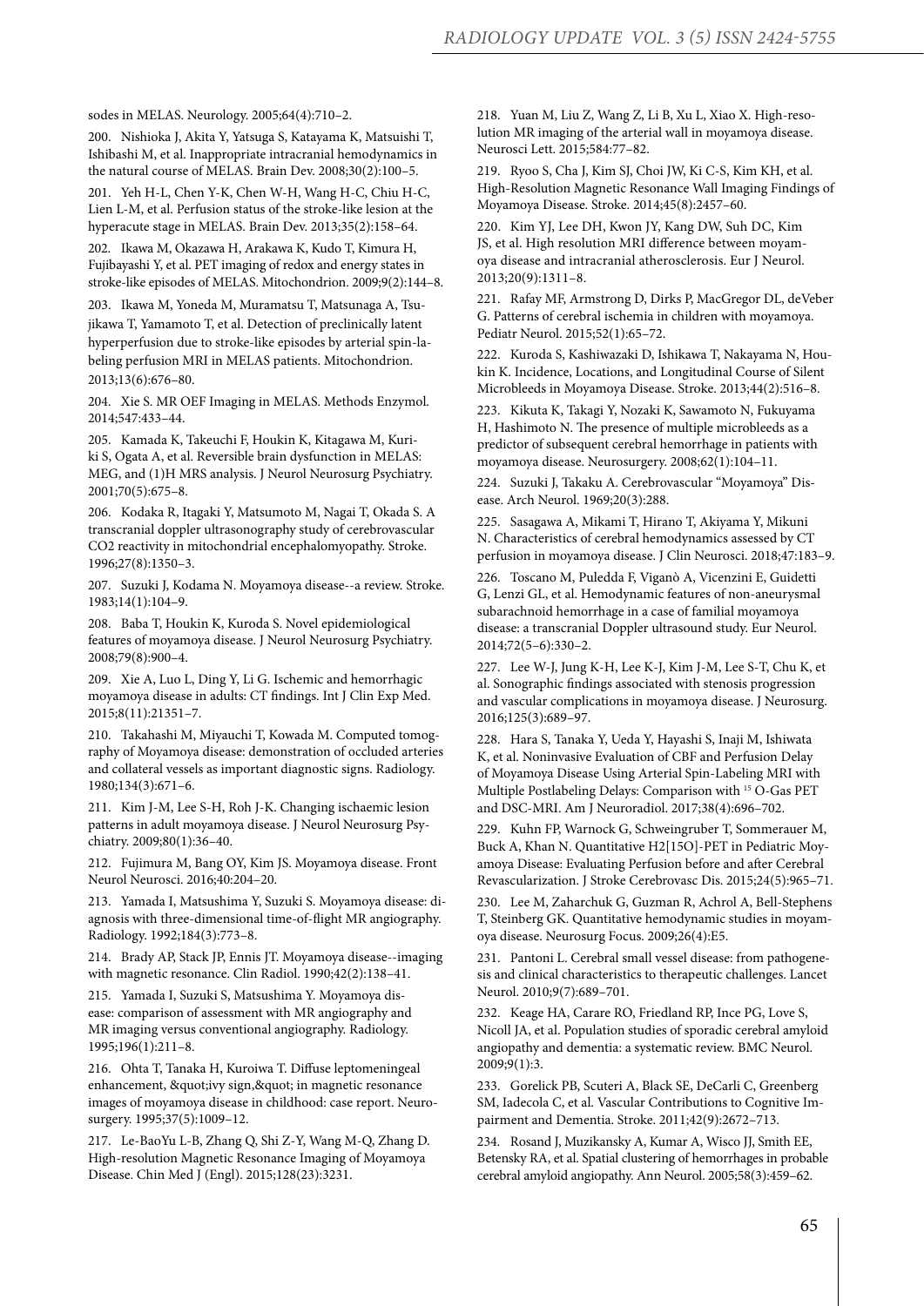sodes in MELAS. Neurology. 2005;64(4):710–2.

200. Nishioka J, Akita Y, Yatsuga S, Katayama K, Matsuishi T, Ishibashi M, et al. Inappropriate intracranial hemodynamics in the natural course of MELAS. Brain Dev. 2008;30(2):100–5.

201. Yeh H-L, Chen Y-K, Chen W-H, Wang H-C, Chiu H-C, Lien L-M, et al. Perfusion status of the stroke-like lesion at the hyperacute stage in MELAS. Brain Dev. 2013;35(2):158–64.

202. Ikawa M, Okazawa H, Arakawa K, Kudo T, Kimura H, Fujibayashi Y, et al. PET imaging of redox and energy states in stroke-like episodes of MELAS. Mitochondrion. 2009;9(2):144–8.

203. Ikawa M, Yoneda M, Muramatsu T, Matsunaga A, Tsujikawa T, Yamamoto T, et al. Detection of preclinically latent hyperperfusion due to stroke-like episodes by arterial spin-labeling perfusion MRI in MELAS patients. Mitochondrion. 2013;13(6):676–80.

204. Xie S. MR OEF Imaging in MELAS. Methods Enzymol. 2014;547:433–44.

205. Kamada K, Takeuchi F, Houkin K, Kitagawa M, Kuriki S, Ogata A, et al. Reversible brain dysfunction in MELAS: MEG, and (1)H MRS analysis. J Neurol Neurosurg Psychiatry. 2001;70(5):675–8.

206. Kodaka R, Itagaki Y, Matsumoto M, Nagai T, Okada S. A transcranial doppler ultrasonography study of cerebrovascular CO2 reactivity in mitochondrial encephalomyopathy. Stroke. 1996;27(8):1350–3.

207. Suzuki J, Kodama N. Moyamoya disease--a review. Stroke. 1983;14(1):104–9.

208. Baba T, Houkin K, Kuroda S. Novel epidemiological features of moyamoya disease. J Neurol Neurosurg Psychiatry. 2008;79(8):900–4.

209. Xie A, Luo L, Ding Y, Li G. Ischemic and hemorrhagic moyamoya disease in adults: CT findings. Int J Clin Exp Med. 2015;8(11):21351–7.

210. Takahashi M, Miyauchi T, Kowada M. Computed tomography of Moyamoya disease: demonstration of occluded arteries and collateral vessels as important diagnostic signs. Radiology. 1980;134(3):671–6.

211. Kim J-M, Lee S-H, Roh J-K. Changing ischaemic lesion patterns in adult moyamoya disease. J Neurol Neurosurg Psychiatry. 2009;80(1):36–40.

212. Fujimura M, Bang OY, Kim JS. Moyamoya disease. Front Neurol Neurosci. 2016;40:204–20.

213. Yamada I, Matsushima Y, Suzuki S. Moyamoya disease: diagnosis with three-dimensional time-of-flight MR angiography. Radiology. 1992;184(3):773–8.

214. Brady AP, Stack JP, Ennis JT. Moyamoya disease--imaging with magnetic resonance. Clin Radiol. 1990;42(2):138–41.

215. Yamada I, Suzuki S, Matsushima Y. Moyamoya disease: comparison of assessment with MR angiography and MR imaging versus conventional angiography. Radiology. 1995;196(1):211–8.

216. Ohta T, Tanaka H, Kuroiwa T. Diffuse leptomeningeal enhancement, &quot;ivy sign,&quot; in magnetic resonance images of moyamoya disease in childhood: case report. Neurosurgery. 1995;37(5):1009–12.

217. Le-BaoYu L-B, Zhang Q, Shi Z-Y, Wang M-Q, Zhang D. High-resolution Magnetic Resonance Imaging of Moyamoya Disease. Chin Med J (Engl). 2015;128(23):3231.

218. Yuan M, Liu Z, Wang Z, Li B, Xu L, Xiao X. High-resolution MR imaging of the arterial wall in moyamoya disease. Neurosci Lett. 2015;584:77–82.

219. Ryoo S, Cha J, Kim SJ, Choi JW, Ki C-S, Kim KH, et al. High-Resolution Magnetic Resonance Wall Imaging Findings of Moyamoya Disease. Stroke. 2014;45(8):2457–60.

220. Kim YJ, Lee DH, Kwon JY, Kang DW, Suh DC, Kim JS, et al. High resolution MRI difference between moyamoya disease and intracranial atherosclerosis. Eur J Neurol. 2013;20(9):1311–8.

221. Rafay MF, Armstrong D, Dirks P, MacGregor DL, deVeber G. Patterns of cerebral ischemia in children with moyamoya. Pediatr Neurol. 2015;52(1):65–72.

222. Kuroda S, Kashiwazaki D, Ishikawa T, Nakayama N, Houkin K. Incidence, Locations, and Longitudinal Course of Silent Microbleeds in Moyamoya Disease. Stroke. 2013;44(2):516–8.

223. Kikuta K, Takagi Y, Nozaki K, Sawamoto N, Fukuyama H, Hashimoto N. The presence of multiple microbleeds as a predictor of subsequent cerebral hemorrhage in patients with moyamoya disease. Neurosurgery. 2008;62(1):104–11.

224. Suzuki J, Takaku A. Cerebrovascular "Moyamoya" Disease. Arch Neurol. 1969;20(3):288.

225. Sasagawa A, Mikami T, Hirano T, Akiyama Y, Mikuni N. Characteristics of cerebral hemodynamics assessed by CT perfusion in moyamoya disease. J Clin Neurosci. 2018;47:183–9.

226. Toscano M, Puledda F, Viganò A, Vicenzini E, Guidetti G, Lenzi GL, et al. Hemodynamic features of non-aneurysmal subarachnoid hemorrhage in a case of familial moyamoya disease: a transcranial Doppler ultrasound study. Eur Neurol. 2014;72(5–6):330–2.

227. Lee W-J, Jung K-H, Lee K-J, Kim J-M, Lee S-T, Chu K, et al. Sonographic findings associated with stenosis progression and vascular complications in moyamoya disease. J Neurosurg. 2016;125(3):689–97.

228. Hara S, Tanaka Y, Ueda Y, Hayashi S, Inaji M, Ishiwata K, et al. Noninvasive Evaluation of CBF and Perfusion Delay of Moyamoya Disease Using Arterial Spin-Labeling MRI with Multiple Postlabeling Delays: Comparison with $^{15}$O-Gas PET and DSC-MRI. Am J Neuroradiol. 2017;38(4):696–702.

229. Kuhn FP, Warnock G, Schweingruber T, Sommerauer M, Buck A, Khan N. Quantitative H2[15O]-PET in Pediatric Moyamoya Disease: Evaluating Perfusion before and after Cerebral Revascularization. J Stroke Cerebrovasc Dis. 2015;24(5):965–71.

230. Lee M, Zaharchuk G, Guzman R, Achrol A, Bell-Stephens T, Steinberg GK. Quantitative hemodynamic studies in moyamoya disease. Neurosurg Focus. 2009;26(4):E5.

231. Pantoni L. Cerebral small vessel disease: from pathogenesis and clinical characteristics to therapeutic challenges. Lancet Neurol. 2010;9(7):689–701.

232. Keage HA, Carare RO, Friedland RP, Ince PG, Love S, Nicoll JA, et al. Population studies of sporadic cerebral amyloid angiopathy and dementia: a systematic review. BMC Neurol. 2009;9(1):3.

233. Gorelick PB, Scuteri A, Black SE, DeCarli C, Greenberg SM, Iadecola C, et al. Vascular Contributions to Cognitive Impairment and Dementia. Stroke. 2011;42(9):2672–713.

234. Rosand J, Muzikansky A, Kumar A, Wisco JJ, Smith EE, Betensky RA, et al. Spatial clustering of hemorrhages in probable cerebral amyloid angiopathy. Ann Neurol. 2005;58(3):459–62.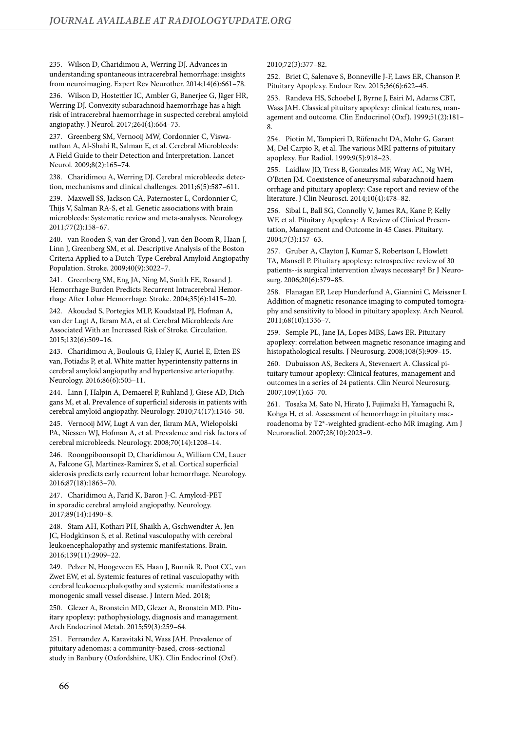235. Wilson D, Charidimou A, Werring DJ. Advances in understanding spontaneous intracerebral hemorrhage: insights from neuroimaging. Expert Rev Neurother. 2014;14(6):661–78.

236. Wilson D, Hostettler IC, Ambler G, Banerjee G, Jäger HR, Werring DJ. Convexity subarachnoid haemorrhage has a high risk of intracerebral haemorrhage in suspected cerebral amyloid angiopathy. J Neurol. 2017;264(4):664–73.

237. Greenberg SM, Vernooij MW, Cordonnier C, Viswanathan A, Al-Shahi R, Salman E, et al. Cerebral Microbleeds: A Field Guide to their Detection and Interpretation. Lancet Neurol. 2009;8(2):165–74.

238. Charidimou A, Werring DJ. Cerebral microbleeds: detection, mechanisms and clinical challenges. 2011;6(5):587–611.

239. Maxwell SS, Jackson CA, Paternoster L, Cordonnier C, Thijs V, Salman RA-S, et al. Genetic associations with brain microbleeds: Systematic review and meta-analyses. Neurology. 2011;77(2):158–67.

240. van Rooden S, van der Grond J, van den Boom R, Haan J, Linn J, Greenberg SM, et al. Descriptive Analysis of the Boston Criteria Applied to a Dutch-Type Cerebral Amyloid Angiopathy Population. Stroke. 2009;40(9):3022–7.

241. Greenberg SM, Eng JA, Ning M, Smith EE, Rosand J. Hemorrhage Burden Predicts Recurrent Intracerebral Hemorrhage After Lobar Hemorrhage. Stroke. 2004;35(6):1415–20.

242. Akoudad S, Portegies MLP, Koudstaal PJ, Hofman A, van der Lugt A, Ikram MA, et al. Cerebral Microbleeds Are Associated With an Increased Risk of Stroke. Circulation. 2015;132(6):509–16.

243. Charidimou A, Boulouis G, Haley K, Auriel E, Etten ES van, Fotiadis P, et al. White matter hyperintensity patterns in cerebral amyloid angiopathy and hypertensive arteriopathy. Neurology. 2016;86(6):505–11.

244. Linn J, Halpin A, Demaerel P, Ruhland J, Giese AD, Dichgans M, et al. Prevalence of superficial siderosis in patients with cerebral amyloid angiopathy. Neurology. 2010;74(17):1346–50.

245. Vernooij MW, Lugt A van der, Ikram MA, Wielopolski PA, Niessen WJ, Hofman A, et al. Prevalence and risk factors of cerebral microbleeds. Neurology. 2008;70(14):1208–14.

246. Roongpiboonsopit D, Charidimou A, William CM, Lauer A, Falcone GJ, Martinez-Ramirez S, et al. Cortical superficial siderosis predicts early recurrent lobar hemorrhage. Neurology. 2016;87(18):1863–70.

247. Charidimou A, Farid K, Baron J-C. Amyloid-PET in sporadic cerebral amyloid angiopathy. Neurology. 2017;89(14):1490–8.

248. Stam AH, Kothari PH, Shaikh A, Gschwendter A, Jen JC, Hodgkinson S, et al. Retinal vasculopathy with cerebral leukoencephalopathy and systemic manifestations. Brain. 2016;139(11):2909–22.

249. Pelzer N, Hoogeveen ES, Haan J, Bunnik R, Poot CC, van Zwet EW, et al. Systemic features of retinal vasculopathy with cerebral leukoencephalopathy and systemic manifestations: a monogenic small vessel disease. J Intern Med. 2018;

250. Glezer A, Bronstein MD, Glezer A, Bronstein MD. Pituitary apoplexy: pathophysiology, diagnosis and management. Arch Endocrinol Metab. 2015;59(3):259–64.

251. Fernandez A, Karavitaki N, Wass JAH. Prevalence of pituitary adenomas: a community-based, cross-sectional study in Banbury (Oxfordshire, UK). Clin Endocrinol (Oxf). 2010;72(3):377–82.

252. Briet C, Salenave S, Bonneville J-F, Laws ER, Chanson P. Pituitary Apoplexy. Endocr Rev. 2015;36(6):622–45.

253. Randeva HS, Schoebel J, Byrne J, Esiri M, Adams CBT, Wass JAH. Classical pituitary apoplexy: clinical features, management and outcome. Clin Endocrinol (Oxf). 1999;51(2):181–8.

254. Piotin M, Tampieri D, Rüfenacht DA, Mohr G, Garant M, Del Carpio R, et al. The various MRI patterns of pituitary apoplexy. Eur Radiol. 1999;9(5):918–23.

255. Laidlaw JD, Tress B, Gonzales MF, Wray AC, Ng WH, O'Brien JM. Coexistence of aneurysmal subarachnoid haemorrhage and pituitary apoplexy: Case report and review of the literature. J Clin Neurosci. 2014;10(4):478–82.

256. Sibal L, Ball SG, Connolly V, James RA, Kane P, Kelly WF, et al. Pituitary Apoplexy: A Review of Clinical Presentation, Management and Outcome in 45 Cases. Pituitary. 2004;7(3):157–63.

257. Gruber A, Clayton J, Kumar S, Robertson I, Howlett TA, Mansell P. Pituitary apoplexy: retrospective review of 30 patients--is surgical intervention always necessary? Br J Neurosurg. 2006;20(6):379–85.

258. Flanagan EP, Leep Hunderfund A, Giannini C, Meissner I. Addition of magnetic resonance imaging to computed tomography and sensitivity to blood in pituitary apoplexy. Arch Neurol. 2011;68(10):1336–7.

259. Semple PL, Jane JA, Lopes MBS, Laws ER. Pituitary apoplexy: correlation between magnetic resonance imaging and histopathological results. J Neurosurg. 2008;108(5):909–15.

260. Dubuisson AS, Beckers A, Stevenaert A. Classical pituitary tumour apoplexy: Clinical features, management and outcomes in a series of 24 patients. Clin Neurol Neurosurg. 2007;109(1):63–70.

261. Tosaka M, Sato N, Hirato J, Fujimaki H, Yamaguchi R, Kohga H, et al. Assessment of hemorrhage in pituitary macroadenoma by T2*-weighted gradient-echo MR imaging. Am J Neuroradiol. 2007;28(10):2023–9.